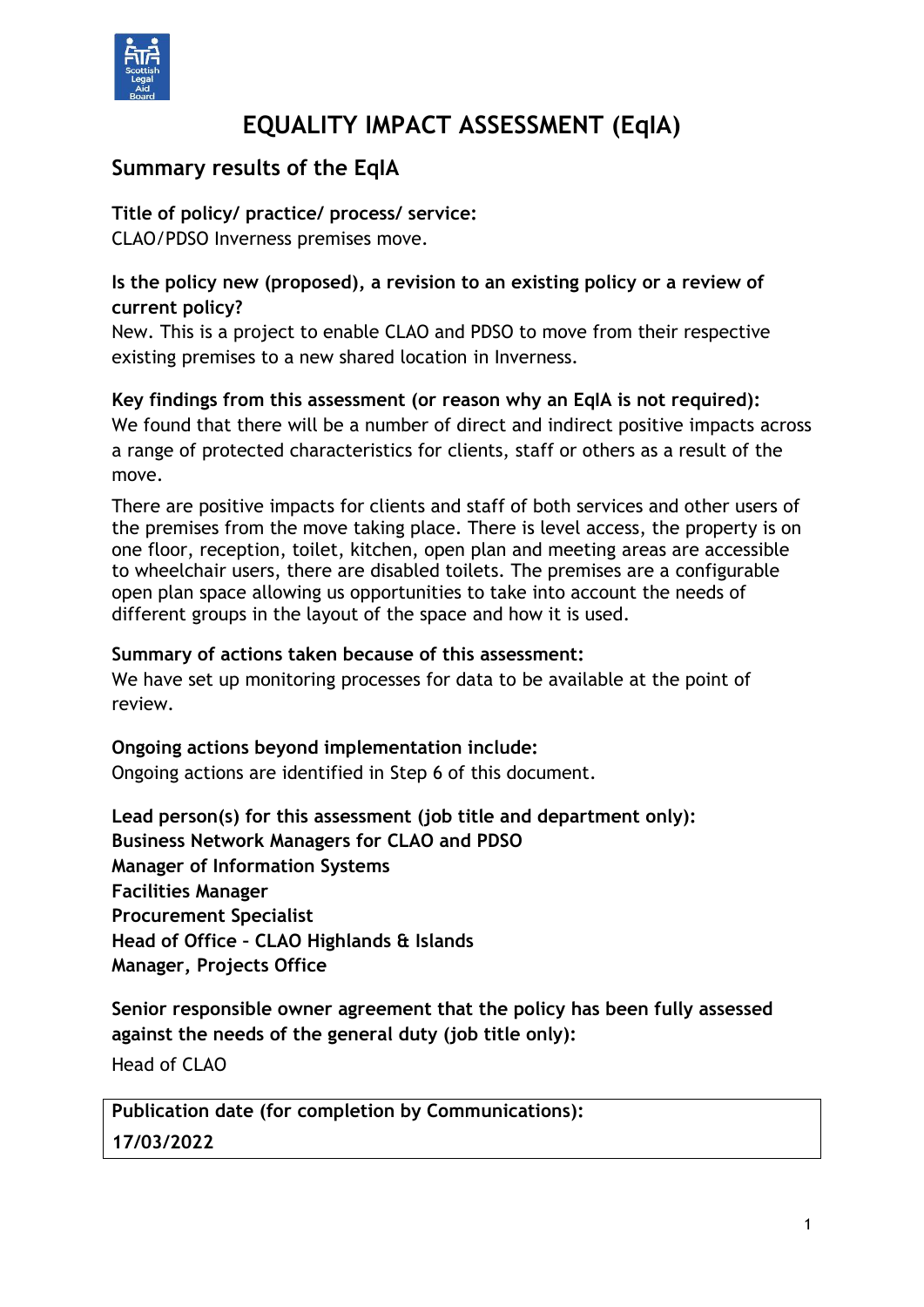# EQUALITY IMPACT ASSESSMENT (EqIA)

## Summary results of the EqIA

**Title of policy/ practice/ process/ service:**
CLAO/PDSO Inverness premises move.

**Is the policy new (proposed), a revision to an existing policy or a review of current policy?**
New. This is a project to enable CLAO and PDSO to move from their respective existing premises to a new shared location in Inverness.

**Key findings from this assessment (or reason why an EqIA is not required):**
We found that there will be a number of direct and indirect positive impacts across a range of protected characteristics for clients, staff or others as a result of the move.

There are positive impacts for clients and staff of both services and other users of the premises from the move taking place. There is level access, the property is on one floor, reception, toilet, kitchen, open plan and meeting areas are accessible to wheelchair users, there are disabled toilets. The premises are a configurable open plan space allowing us opportunities to take into account the needs of different groups in the layout of the space and how it is used.

**Summary of actions taken because of this assessment:**
We have set up monitoring processes for data to be available at the point of review.

**Ongoing actions beyond implementation include:**
Ongoing actions are identified in Step 6 of this document.

**Lead person(s) for this assessment (job title and department only):**
**Business Network Managers for CLAO and PDSO**
**Manager of Information Systems**
**Facilities Manager**
**Procurement Specialist**
**Head of Office – CLAO Highlands & Islands**
**Manager, Projects Office**

**Senior responsible owner agreement that the policy has been fully assessed against the needs of the general duty (job title only):**
Head of CLAO

**Publication date (for completion by Communications):**
**17/03/2022**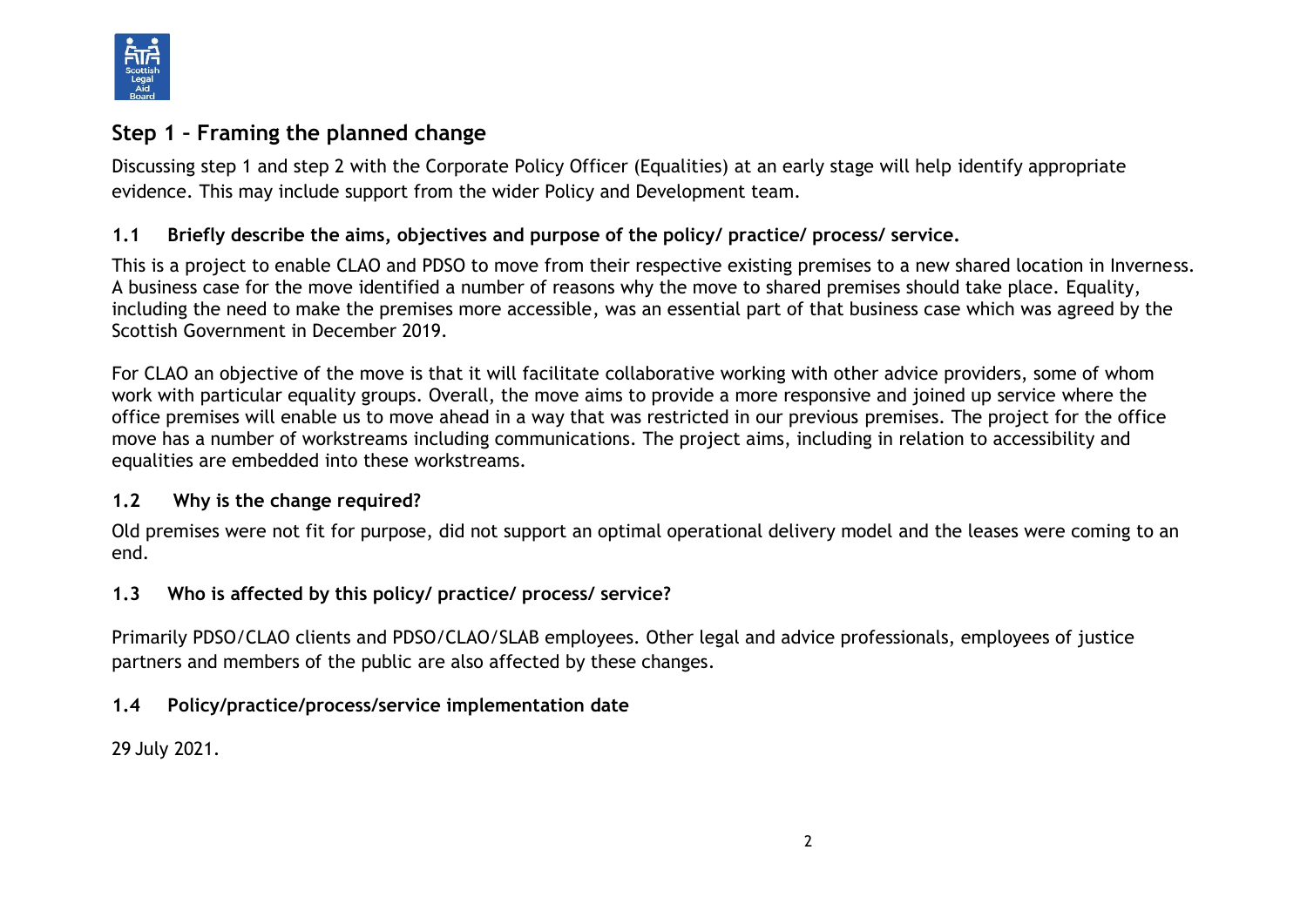## Step 1 – Framing the planned change

Discussing step 1 and step 2 with the Corporate Policy Officer (Equalities) at an early stage will help identify appropriate evidence. This may include support from the wider Policy and Development team.

### 1.1 Briefly describe the aims, objectives and purpose of the policy/ practice/ process/ service.

This is a project to enable CLAO and PDSO to move from their respective existing premises to a new shared location in Inverness. A business case for the move identified a number of reasons why the move to shared premises should take place. Equality, including the need to make the premises more accessible, was an essential part of that business case which was agreed by the Scottish Government in December 2019.

For CLAO an objective of the move is that it will facilitate collaborative working with other advice providers, some of whom work with particular equality groups. Overall, the move aims to provide a more responsive and joined up service where the office premises will enable us to move ahead in a way that was restricted in our previous premises. The project for the office move has a number of workstreams including communications. The project aims, including in relation to accessibility and equalities are embedded into these workstreams.

### 1.2 Why is the change required?

Old premises were not fit for purpose, did not support an optimal operational delivery model and the leases were coming to an end.

### 1.3 Who is affected by this policy/ practice/ process/ service?

Primarily PDSO/CLAO clients and PDSO/CLAO/SLAB employees. Other legal and advice professionals, employees of justice partners and members of the public are also affected by these changes.

### 1.4 Policy/practice/process/service implementation date

29 July 2021.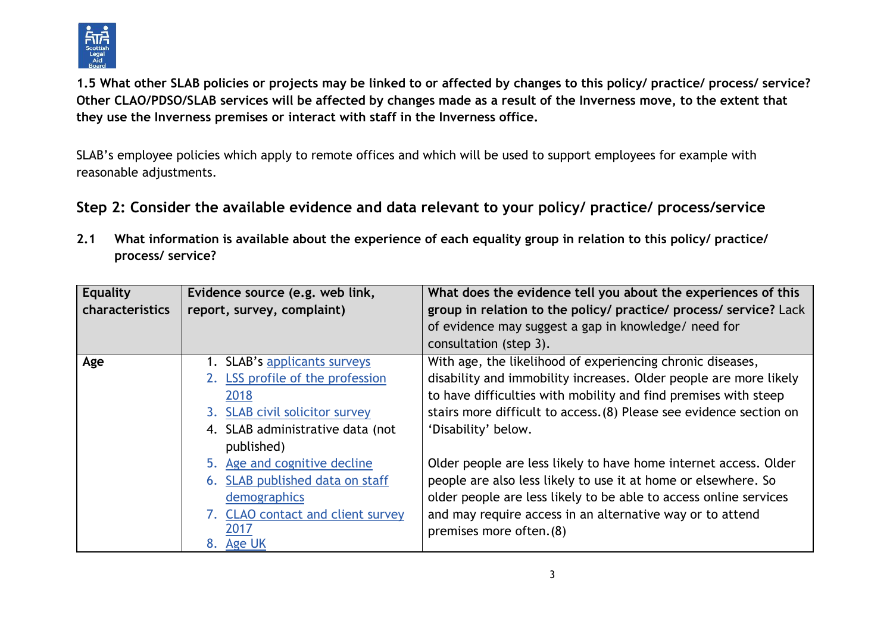**1.5 What other SLAB policies or projects may be linked to or affected by changes to this policy/ practice/ process/ service? Other CLAO/PDSO/SLAB services will be affected by changes made as a result of the Inverness move, to the extent that they use the Inverness premises or interact with staff in the Inverness office.**

SLAB's employee policies which apply to remote offices and which will be used to support employees for example with reasonable adjustments.

## Step 2: Consider the available evidence and data relevant to your policy/ practice/ process/service

**2.1 What information is available about the experience of each equality group in relation to this policy/ practice/ process/ service?**

| Equality characteristics | Evidence source (e.g. web link, report, survey, complaint) | What does the evidence tell you about the experiences of this group in relation to the policy/ practice/ process/ service? Lack of evidence may suggest a gap in knowledge/ need for consultation (step 3). |
|---|---|---|
| **Age** | 1. SLAB's applicants surveys<br>2. LSS profile of the profession 2018<br>3. SLAB civil solicitor survey<br>4. SLAB administrative data (not published)<br>5. Age and cognitive decline<br>6. SLAB published data on staff demographics<br>7. CLAO contact and client survey 2017<br>8. Age UK | With age, the likelihood of experiencing chronic diseases, disability and immobility increases. Older people are more likely to have difficulties with mobility and find premises with steep stairs more difficult to access.(8) Please see evidence section on 'Disability' below.<br><br>Older people are less likely to have home internet access. Older people are also less likely to use it at home or elsewhere. So older people are less likely to be able to access online services and may require access in an alternative way or to attend premises more often.(8) |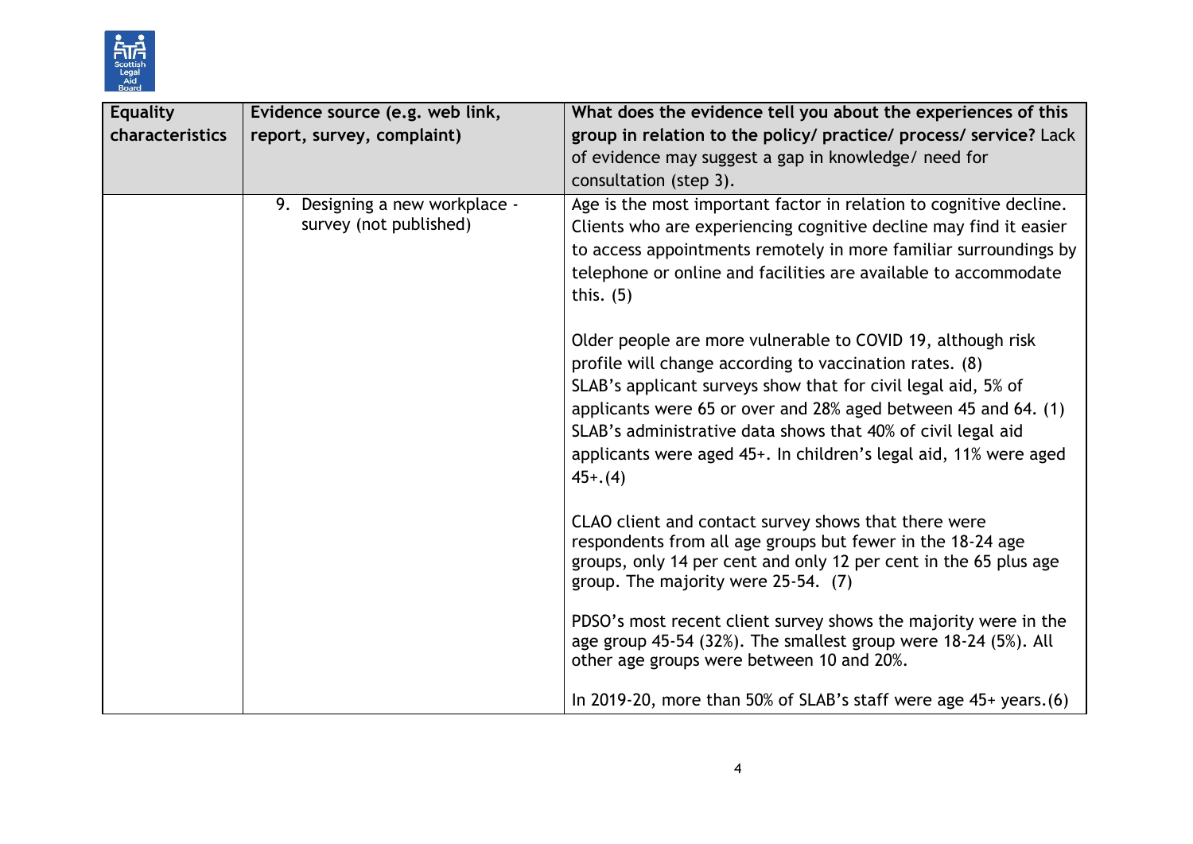| Equality characteristics | Evidence source (e.g. web link, report, survey, complaint) | What does the evidence tell you about the experiences of this group in relation to the policy/ practice/ process/ service? Lack of evidence may suggest a gap in knowledge/ need for consultation (step 3). |
|---|---|---|
| | 9. Designing a new workplace - survey (not published) | Age is the most important factor in relation to cognitive decline. Clients who are experiencing cognitive decline may find it easier to access appointments remotely in more familiar surroundings by telephone or online and facilities are available to accommodate this. (5)<br><br>Older people are more vulnerable to COVID 19, although risk profile will change according to vaccination rates. (8)<br>SLAB's applicant surveys show that for civil legal aid, 5% of applicants were 65 or over and 28% aged between 45 and 64. (1)<br>SLAB's administrative data shows that 40% of civil legal aid applicants were aged 45+. In children's legal aid, 11% were aged 45+.(4)<br><br>CLAO client and contact survey shows that there were respondents from all age groups but fewer in the 18-24 age groups, only 14 per cent and only 12 per cent in the 65 plus age group. The majority were 25-54. (7)<br><br>PDSO's most recent client survey shows the majority were in the age group 45-54 (32%). The smallest group were 18-24 (5%). All other age groups were between 10 and 20%.<br><br>In 2019-20, more than 50% of SLAB's staff were age 45+ years.(6) |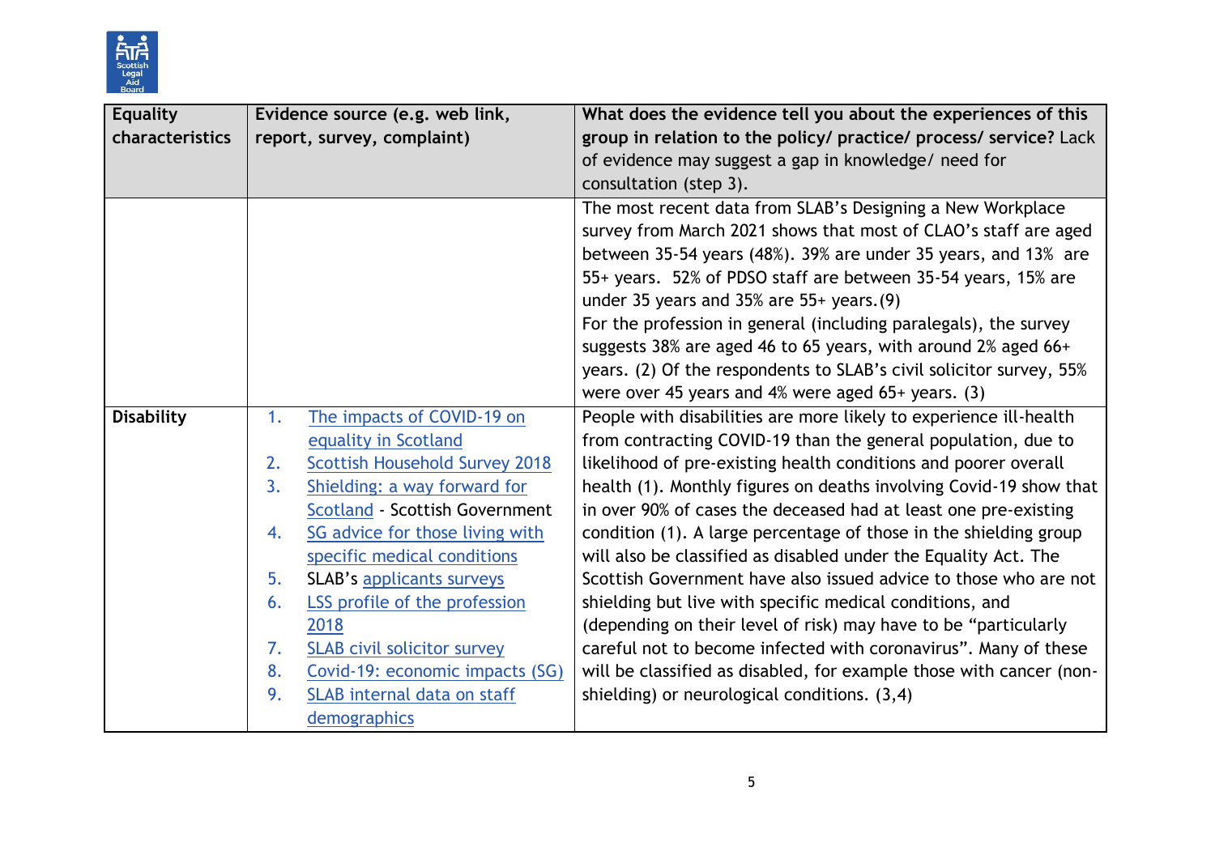| Equality characteristics | Evidence source (e.g. web link, report, survey, complaint) | What does the evidence tell you about the experiences of this group in relation to the policy/ practice/ process/ service? Lack of evidence may suggest a gap in knowledge/ need for consultation (step 3). |
|---|---|---|
| | | The most recent data from SLAB's Designing a New Workplace survey from March 2021 shows that most of CLAO's staff are aged between 35-54 years (48%). 39% are under 35 years, and 13% are 55+ years. 52% of PDSO staff are between 35-54 years, 15% are under 35 years and 35% are 55+ years.(9)<br>For the profession in general (including paralegals), the survey suggests 38% are aged 46 to 65 years, with around 2% aged 66+ years. (2) Of the respondents to SLAB's civil solicitor survey, 55% were over 45 years and 4% were aged 65+ years. (3) |
| **Disability** | 1. The impacts of COVID-19 on equality in Scotland<br>2. Scottish Household Survey 2018<br>3. Shielding: a way forward for Scotland - Scottish Government<br>4. SG advice for those living with specific medical conditions<br>5. SLAB's applicants surveys<br>6. LSS profile of the profession 2018<br>7. SLAB civil solicitor survey<br>8. Covid-19: economic impacts (SG)<br>9. SLAB internal data on staff demographics | People with disabilities are more likely to experience ill-health from contracting COVID-19 than the general population, due to likelihood of pre-existing health conditions and poorer overall health (1). Monthly figures on deaths involving Covid-19 show that in over 90% of cases the deceased had at least one pre-existing condition (1). A large percentage of those in the shielding group will also be classified as disabled under the Equality Act. The Scottish Government have also issued advice to those who are not shielding but live with specific medical conditions, and (depending on their level of risk) may have to be "particularly careful not to become infected with coronavirus". Many of these will be classified as disabled, for example those with cancer (non-shielding) or neurological conditions. (3,4) |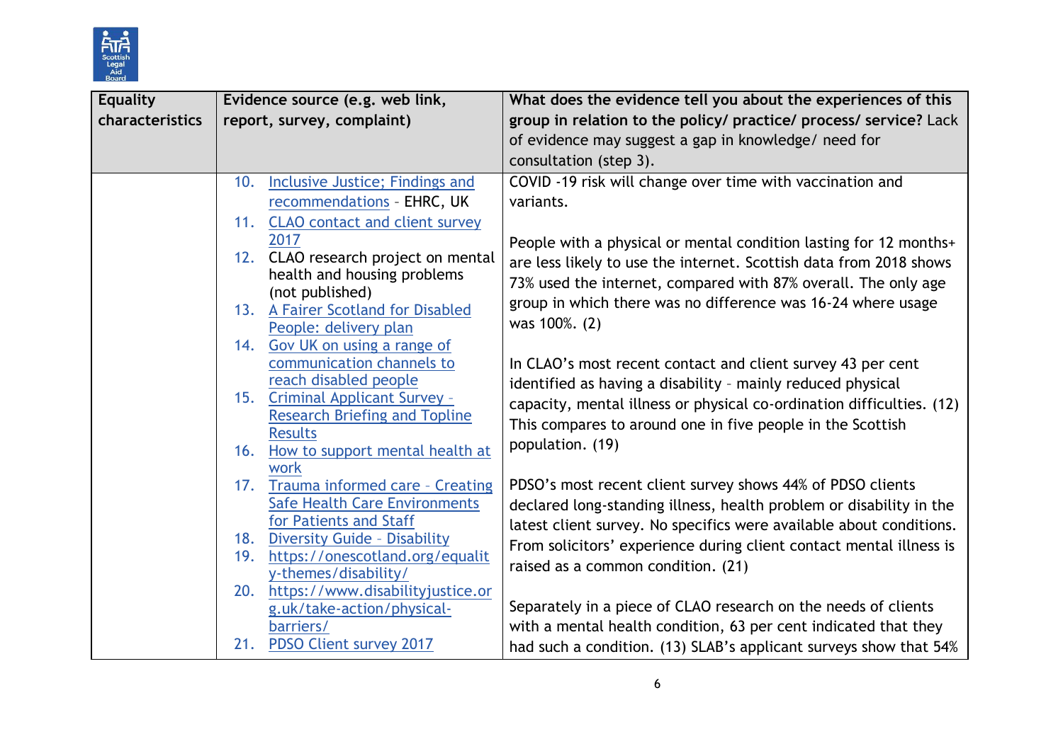| Equality characteristics | Evidence source (e.g. web link, report, survey, complaint) | What does the evidence tell you about the experiences of this group in relation to the policy/ practice/ process/ service? Lack of evidence may suggest a gap in knowledge/ need for consultation (step 3). |
|---|---|---|
| | 10. Inclusive Justice; Findings and recommendations - EHRC, UK<br>11. CLAO contact and client survey 2017<br>12. CLAO research project on mental health and housing problems (not published)<br>13. A Fairer Scotland for Disabled People: delivery plan<br>14. Gov UK on using a range of communication channels to reach disabled people<br>15. Criminal Applicant Survey - Research Briefing and Topline Results<br>16. How to support mental health at work<br>17. Trauma informed care - Creating Safe Health Care Environments for Patients and Staff<br>18. Diversity Guide – Disability<br>19. https://onescotland.org/equality-themes/disability/<br>20. https://www.disabilityjustice.org.uk/take-action/physical-barriers/<br>21. PDSO Client survey 2017 | COVID -19 risk will change over time with vaccination and variants.<br><br>People with a physical or mental condition lasting for 12 months+ are less likely to use the internet. Scottish data from 2018 shows 73% used the internet, compared with 87% overall. The only age group in which there was no difference was 16-24 where usage was 100%. (2)<br><br>In CLAO's most recent contact and client survey 43 per cent identified as having a disability – mainly reduced physical capacity, mental illness or physical co-ordination difficulties. (12) This compares to around one in five people in the Scottish population. (19)<br><br>PDSO's most recent client survey shows 44% of PDSO clients declared long-standing illness, health problem or disability in the latest client survey. No specifics were available about conditions. From solicitors' experience during client contact mental illness is raised as a common condition. (21)<br><br>Separately in a piece of CLAO research on the needs of clients with a mental health condition, 63 per cent indicated that they had such a condition. (13) SLAB's applicant surveys show that 54% |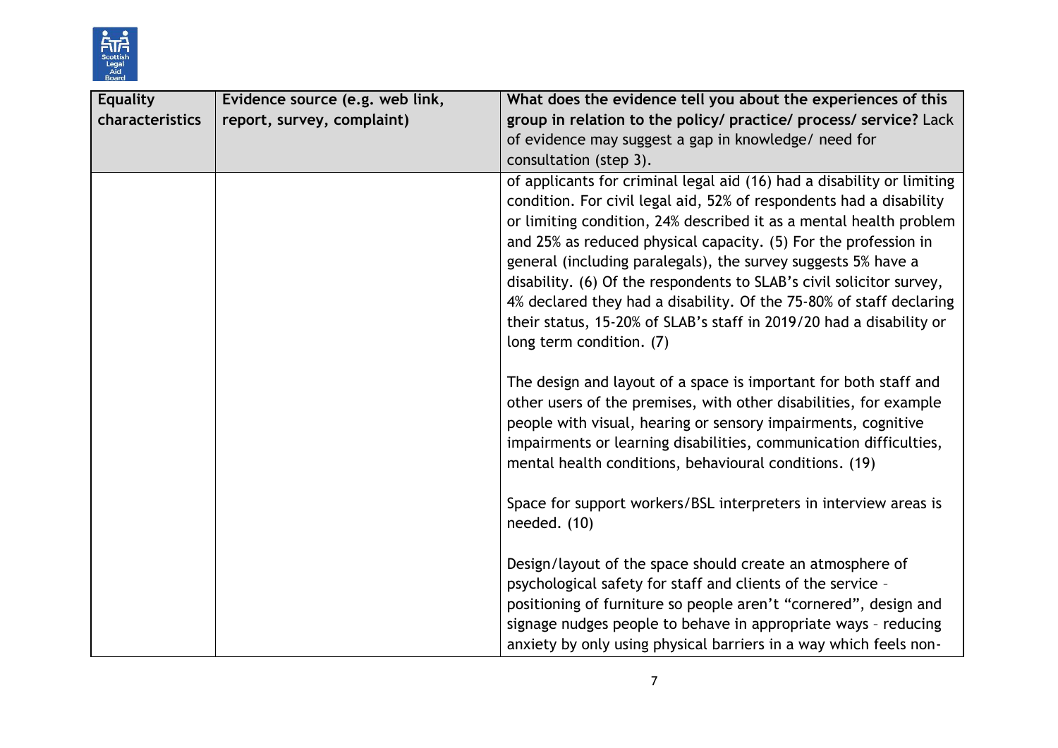| Equality characteristics | Evidence source (e.g. web link, report, survey, complaint) | What does the evidence tell you about the experiences of this group in relation to the policy/ practice/ process/ service? Lack of evidence may suggest a gap in knowledge/ need for consultation (step 3). |
|---|---|---|
| | | of applicants for criminal legal aid (16) had a disability or limiting condition. For civil legal aid, 52% of respondents had a disability or limiting condition, 24% described it as a mental health problem and 25% as reduced physical capacity. (5) For the profession in general (including paralegals), the survey suggests 5% have a disability. (6) Of the respondents to SLAB's civil solicitor survey, 4% declared they had a disability. Of the 75-80% of staff declaring their status, 15-20% of SLAB's staff in 2019/20 had a disability or long term condition. (7)<br><br>The design and layout of a space is important for both staff and other users of the premises, with other disabilities, for example people with visual, hearing or sensory impairments, cognitive impairments or learning disabilities, communication difficulties, mental health conditions, behavioural conditions. (19)<br><br>Space for support workers/BSL interpreters in interview areas is needed. (10)<br><br>Design/layout of the space should create an atmosphere of psychological safety for staff and clients of the service – positioning of furniture so people aren't "cornered", design and signage nudges people to behave in appropriate ways – reducing anxiety by only using physical barriers in a way which feels non- |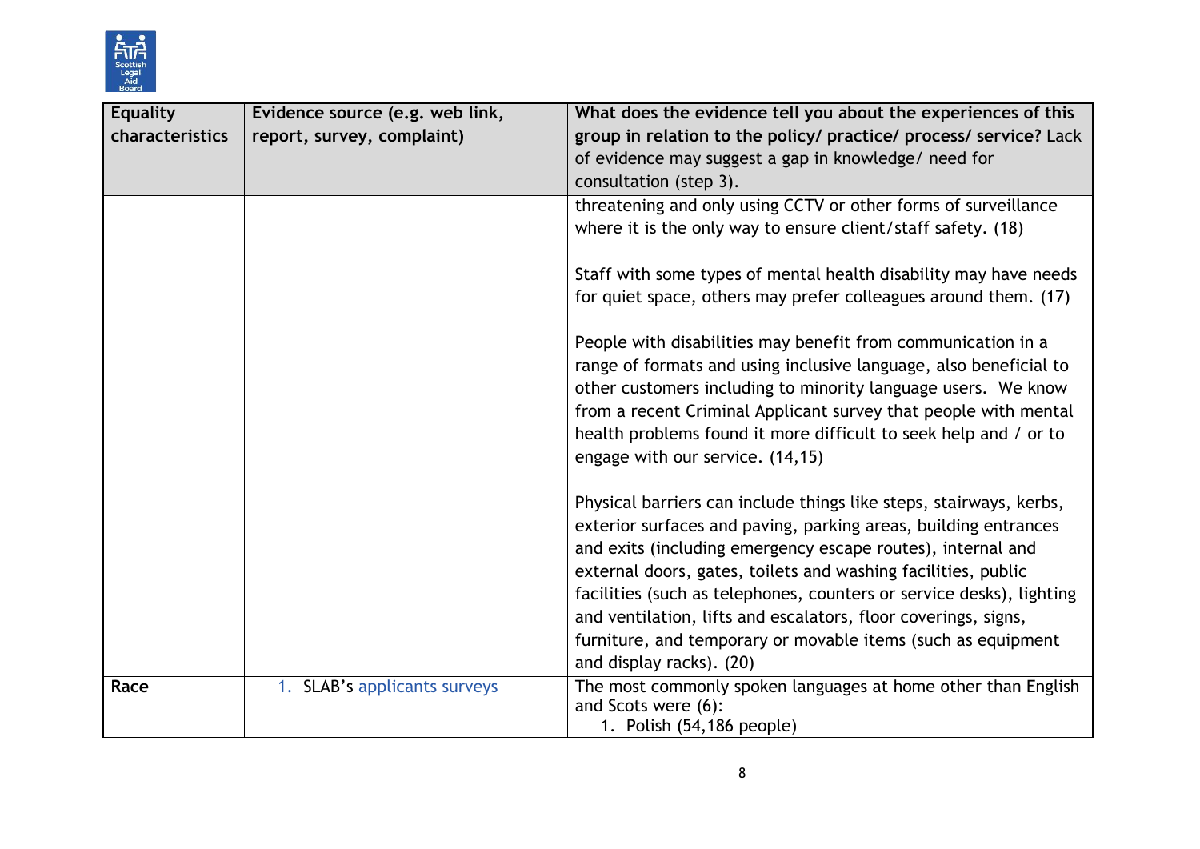| Equality characteristics | Evidence source (e.g. web link, report, survey, complaint) | What does the evidence tell you about the experiences of this group in relation to the policy/ practice/ process/ service? Lack of evidence may suggest a gap in knowledge/ need for consultation (step 3). |
|---|---|---|
| | | threatening and only using CCTV or other forms of surveillance where it is the only way to ensure client/staff safety. (18)<br><br>Staff with some types of mental health disability may have needs for quiet space, others may prefer colleagues around them. (17)<br><br>People with disabilities may benefit from communication in a range of formats and using inclusive language, also beneficial to other customers including to minority language users. We know from a recent Criminal Applicant survey that people with mental health problems found it more difficult to seek help and / or to engage with our service. (14,15)<br><br>Physical barriers can include things like steps, stairways, kerbs, exterior surfaces and paving, parking areas, building entrances and exits (including emergency escape routes), internal and external doors, gates, toilets and washing facilities, public facilities (such as telephones, counters or service desks), lighting and ventilation, lifts and escalators, floor coverings, signs, furniture, and temporary or movable items (such as equipment and display racks). (20) |
| **Race** | 1. SLAB's applicants surveys | The most commonly spoken languages at home other than English and Scots were (6):<br>1. Polish (54,186 people) |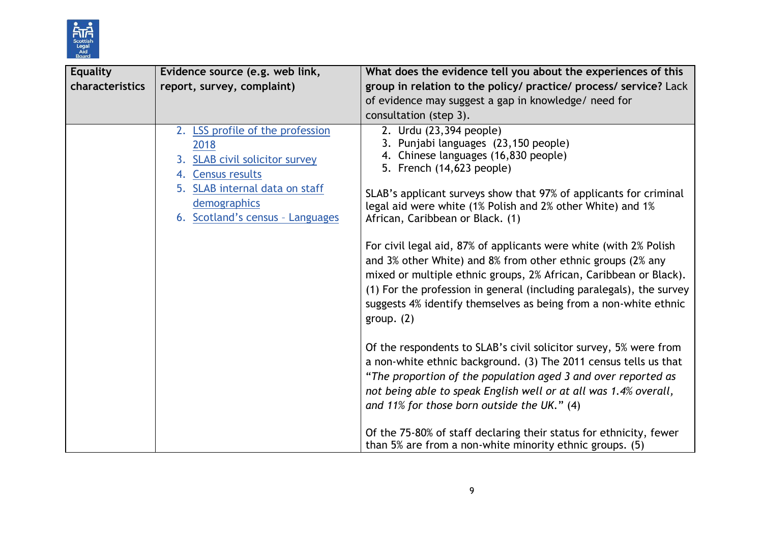| Equality characteristics | Evidence source (e.g. web link, report, survey, complaint) | What does the evidence tell you about the experiences of this group in relation to the policy/ practice/ process/ service? Lack of evidence may suggest a gap in knowledge/ need for consultation (step 3). |
|---|---|---|
| | 2. LSS profile of the profession 2018<br>3. SLAB civil solicitor survey<br>4. Census results<br>5. SLAB internal data on staff demographics<br>6. Scotland's census – Languages | 2. Urdu (23,394 people)<br>3. Punjabi languages (23,150 people)<br>4. Chinese languages (16,830 people)<br>5. French (14,623 people)<br><br>SLAB's applicant surveys show that 97% of applicants for criminal legal aid were white (1% Polish and 2% other White) and 1% African, Caribbean or Black. (1)<br><br>For civil legal aid, 87% of applicants were white (with 2% Polish and 3% other White) and 8% from other ethnic groups (2% any mixed or multiple ethnic groups, 2% African, Caribbean or Black). (1) For the profession in general (including paralegals), the survey suggests 4% identify themselves as being from a non-white ethnic group. (2)<br><br>Of the respondents to SLAB's civil solicitor survey, 5% were from a non-white ethnic background. (3) The 2011 census tells us that "*The proportion of the population aged 3 and over reported as not being able to speak English well or at all was 1.4% overall, and 11% for those born outside the UK.*" (4)<br><br>Of the 75-80% of staff declaring their status for ethnicity, fewer than 5% are from a non-white minority ethnic groups. (5) |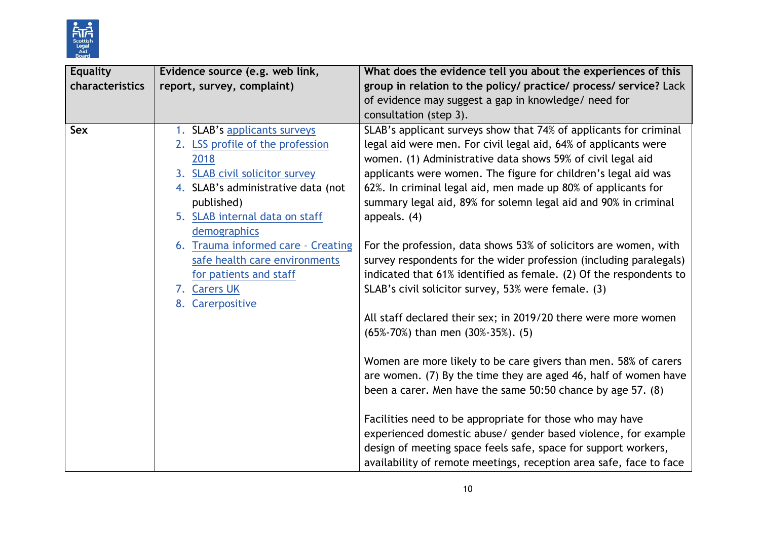| Equality characteristics | Evidence source (e.g. web link, report, survey, complaint) | What does the evidence tell you about the experiences of this group in relation to the policy/ practice/ process/ service? Lack of evidence may suggest a gap in knowledge/ need for consultation (step 3). |
|---|---|---|
| **Sex** | 1. SLAB's applicants surveys<br>2. LSS profile of the profession 2018<br>3. SLAB civil solicitor survey<br>4. SLAB's administrative data (not published)<br>5. SLAB internal data on staff demographics<br>6. Trauma informed care - Creating safe health care environments for patients and staff<br>7. Carers UK<br>8. Carerpositive | SLAB's applicant surveys show that 74% of applicants for criminal legal aid were men. For civil legal aid, 64% of applicants were women. (1) Administrative data shows 59% of civil legal aid applicants were women. The figure for children's legal aid was 62%. In criminal legal aid, men made up 80% of applicants for summary legal aid, 89% for solemn legal aid and 90% in criminal appeals. (4)<br><br>For the profession, data shows 53% of solicitors are women, with survey respondents for the wider profession (including paralegals) indicated that 61% identified as female. (2) Of the respondents to SLAB's civil solicitor survey, 53% were female. (3)<br><br>All staff declared their sex; in 2019/20 there were more women (65%-70%) than men (30%-35%). (5)<br><br>Women are more likely to be care givers than men. 58% of carers are women. (7) By the time they are aged 46, half of women have been a carer. Men have the same 50:50 chance by age 57. (8)<br><br>Facilities need to be appropriate for those who may have experienced domestic abuse/ gender based violence, for example design of meeting space feels safe, space for support workers, availability of remote meetings, reception area safe, face to face |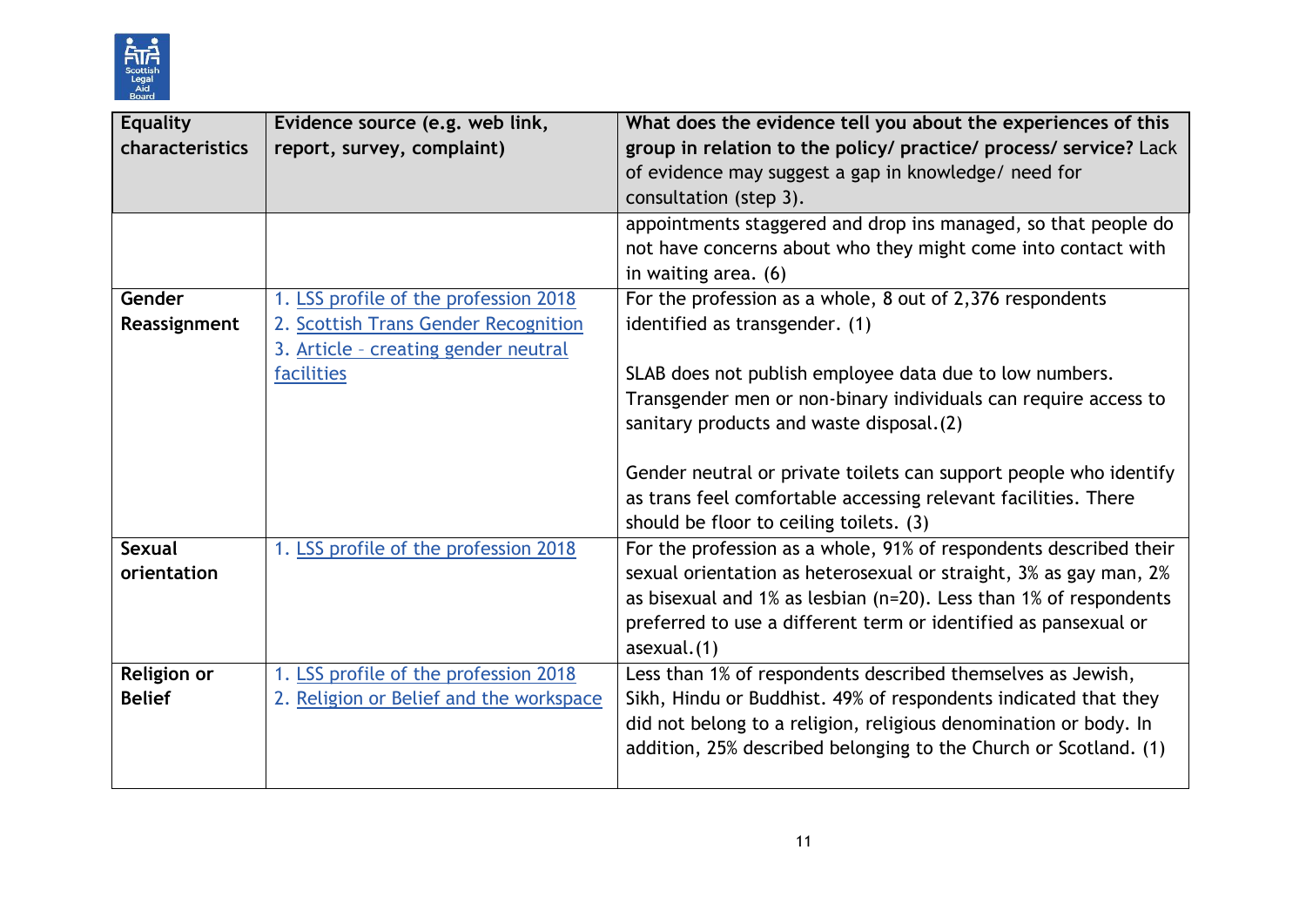| Equality characteristics | Evidence source (e.g. web link, report, survey, complaint) | What does the evidence tell you about the experiences of this group in relation to the policy/ practice/ process/ service? Lack of evidence may suggest a gap in knowledge/ need for consultation (step 3). |
|---|---|---|
| | | appointments staggered and drop ins managed, so that people do not have concerns about who they might come into contact with in waiting area. (6) |
| **Gender Reassignment** | 1. LSS profile of the profession 2018<br>2. Scottish Trans Gender Recognition<br>3. Article – creating gender neutral facilities | For the profession as a whole, 8 out of 2,376 respondents identified as transgender. (1)<br><br>SLAB does not publish employee data due to low numbers. Transgender men or non-binary individuals can require access to sanitary products and waste disposal.(2)<br><br>Gender neutral or private toilets can support people who identify as trans feel comfortable accessing relevant facilities. There should be floor to ceiling toilets. (3) |
| **Sexual orientation** | 1. LSS profile of the profession 2018 | For the profession as a whole, 91% of respondents described their sexual orientation as heterosexual or straight, 3% as gay man, 2% as bisexual and 1% as lesbian (n=20). Less than 1% of respondents preferred to use a different term or identified as pansexual or asexual.(1) |
| **Religion or Belief** | 1. LSS profile of the profession 2018<br>2. Religion or Belief and the workspace | Less than 1% of respondents described themselves as Jewish, Sikh, Hindu or Buddhist. 49% of respondents indicated that they did not belong to a religion, religious denomination or body. In addition, 25% described belonging to the Church or Scotland. (1) |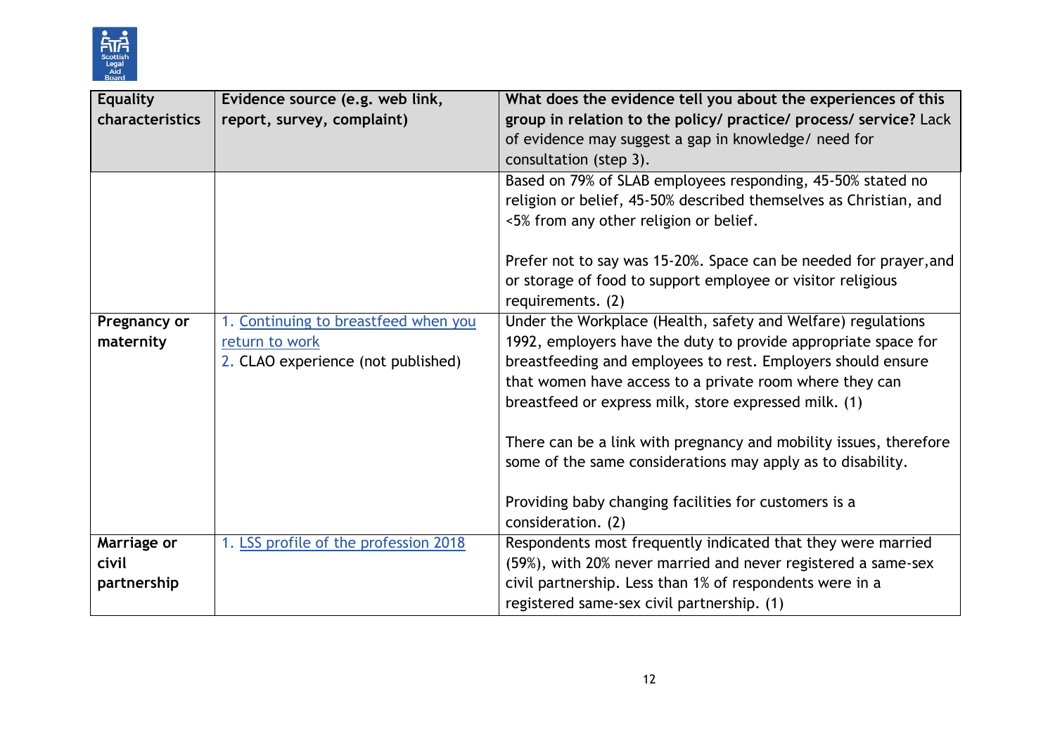| Equality characteristics | Evidence source (e.g. web link, report, survey, complaint) | What does the evidence tell you about the experiences of this group in relation to the policy/ practice/ process/ service? Lack of evidence may suggest a gap in knowledge/ need for consultation (step 3). |
|---|---|---|
| | | Based on 79% of SLAB employees responding, 45-50% stated no religion or belief, 45-50% described themselves as Christian, and <5% from any other religion or belief.<br><br>Prefer not to say was 15-20%. Space can be needed for prayer,and or storage of food to support employee or visitor religious requirements. (2) |
| **Pregnancy or maternity** | 1. Continuing to breastfeed when you return to work<br>2. CLAO experience (not published) | Under the Workplace (Health, safety and Welfare) regulations 1992, employers have the duty to provide appropriate space for breastfeeding and employees to rest. Employers should ensure that women have access to a private room where they can breastfeed or express milk, store expressed milk. (1)<br><br>There can be a link with pregnancy and mobility issues, therefore some of the same considerations may apply as to disability.<br><br>Providing baby changing facilities for customers is a consideration. (2) |
| **Marriage or civil partnership** | 1. LSS profile of the profession 2018 | Respondents most frequently indicated that they were married (59%), with 20% never married and never registered a same-sex civil partnership. Less than 1% of respondents were in a registered same-sex civil partnership. (1) |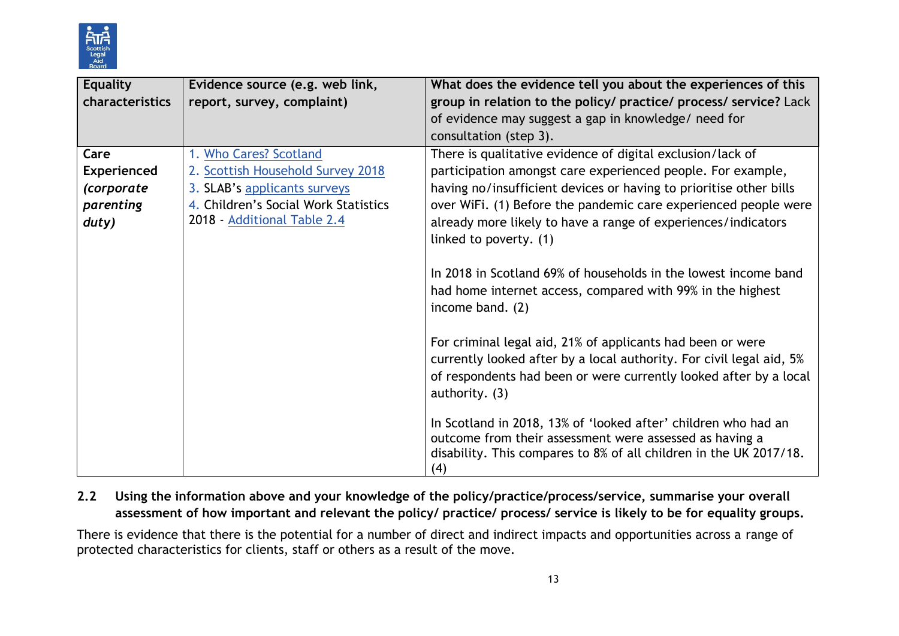| Equality characteristics | Evidence source (e.g. web link, report, survey, complaint) | What does the evidence tell you about the experiences of this group in relation to the policy/ practice/ process/ service? Lack of evidence may suggest a gap in knowledge/ need for consultation (step 3). |
|---|---|---|
| **Care Experienced** ***(corporate parenting duty)*** | 1. Who Cares? Scotland<br>2. Scottish Household Survey 2018<br>3. SLAB's applicants surveys<br>4. Children's Social Work Statistics 2018 - Additional Table 2.4 | There is qualitative evidence of digital exclusion/lack of participation amongst care experienced people. For example, having no/insufficient devices or having to prioritise other bills over WiFi. (1) Before the pandemic care experienced people were already more likely to have a range of experiences/indicators linked to poverty. (1)<br><br>In 2018 in Scotland 69% of households in the lowest income band had home internet access, compared with 99% in the highest income band. (2)<br><br>For criminal legal aid, 21% of applicants had been or were currently looked after by a local authority. For civil legal aid, 5% of respondents had been or were currently looked after by a local authority. (3)<br><br>In Scotland in 2018, 13% of 'looked after' children who had an outcome from their assessment were assessed as having a disability. This compares to 8% of all children in the UK 2017/18. (4) |

**2.2 Using the information above and your knowledge of the policy/practice/process/service, summarise your overall assessment of how important and relevant the policy/ practice/ process/ service is likely to be for equality groups.**

There is evidence that there is the potential for a number of direct and indirect impacts and opportunities across a range of protected characteristics for clients, staff or others as a result of the move.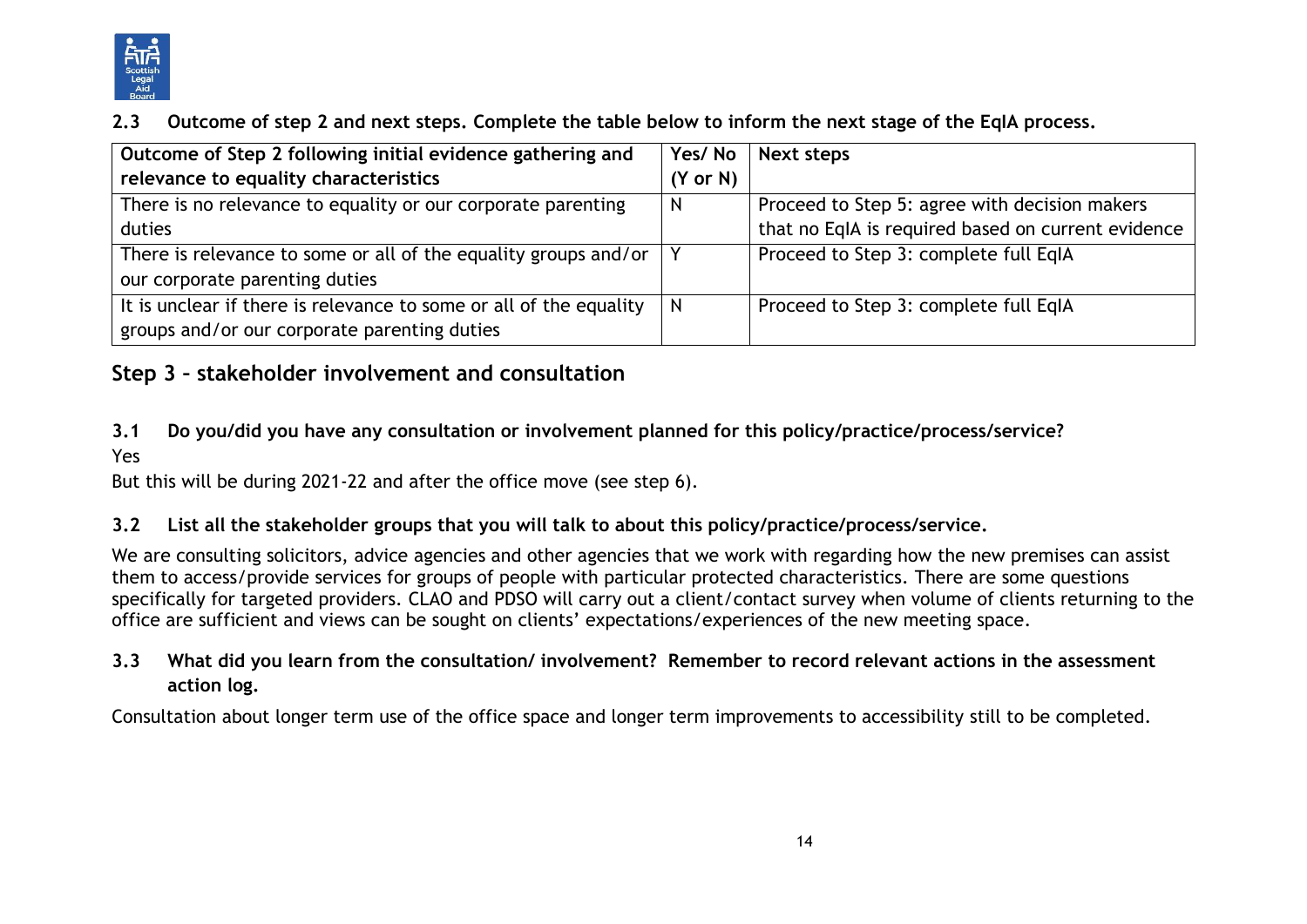**2.3 Outcome of step 2 and next steps. Complete the table below to inform the next stage of the EqIA process.**

| Outcome of Step 2 following initial evidence gathering and relevance to equality characteristics | Yes/ No (Y or N) | Next steps |
|---|---|---|
| There is no relevance to equality or our corporate parenting duties | N | Proceed to Step 5: agree with decision makers that no EqIA is required based on current evidence |
| There is relevance to some or all of the equality groups and/or our corporate parenting duties | Y | Proceed to Step 3: complete full EqIA |
| It is unclear if there is relevance to some or all of the equality groups and/or our corporate parenting duties | N | Proceed to Step 3: complete full EqIA |

## Step 3 – stakeholder involvement and consultation

**3.1 Do you/did you have any consultation or involvement planned for this policy/practice/process/service?**

Yes

But this will be during 2021-22 and after the office move (see step 6).

**3.2 List all the stakeholder groups that you will talk to about this policy/practice/process/service.**

We are consulting solicitors, advice agencies and other agencies that we work with regarding how the new premises can assist them to access/provide services for groups of people with particular protected characteristics. There are some questions specifically for targeted providers. CLAO and PDSO will carry out a client/contact survey when volume of clients returning to the office are sufficient and views can be sought on clients' expectations/experiences of the new meeting space.

**3.3 What did you learn from the consultation/ involvement? Remember to record relevant actions in the assessment action log.**

Consultation about longer term use of the office space and longer term improvements to accessibility still to be completed.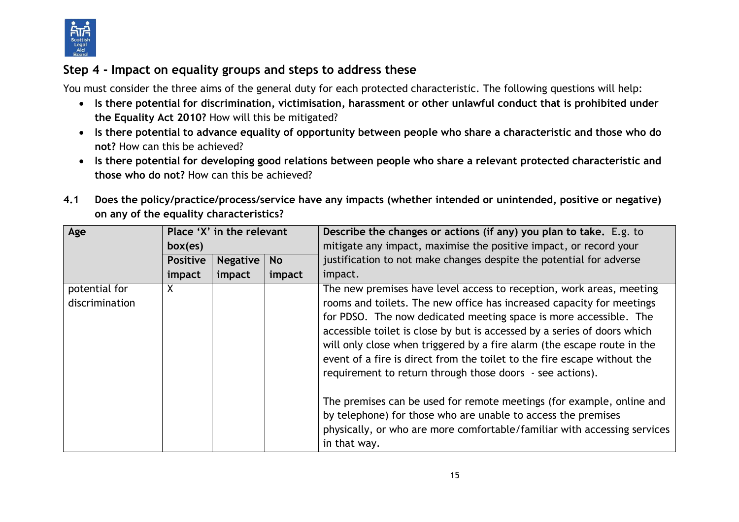## Step 4 - Impact on equality groups and steps to address these

You must consider the three aims of the general duty for each protected characteristic. The following questions will help:

- **Is there potential for discrimination, victimisation, harassment or other unlawful conduct that is prohibited under the Equality Act 2010?** How will this be mitigated?
- **Is there potential to advance equality of opportunity between people who share a characteristic and those who do not?** How can this be achieved?
- **Is there potential for developing good relations between people who share a relevant protected characteristic and those who do not?** How can this be achieved?

**4.1 Does the policy/practice/process/service have any impacts (whether intended or unintended, positive or negative) on any of the equality characteristics?**

| **Age** | **Place 'X' in the relevant box(es)** | | | **Describe the changes or actions (if any) you plan to take.** E.g. to mitigate any impact, maximise the positive impact, or record your justification to not make changes despite the potential for adverse impact. |
|---|---|---|---|---|
| | **Positive impact** | **Negative impact** | **No impact** | |
| potential for discrimination | X | | | The new premises have level access to reception, work areas, meeting rooms and toilets. The new office has increased capacity for meetings for PDSO. The now dedicated meeting space is more accessible. The accessible toilet is close by but is accessed by a series of doors which will only close when triggered by a fire alarm (the escape route in the event of a fire is direct from the toilet to the fire escape without the requirement to return through those doors - see actions).<br><br>The premises can be used for remote meetings (for example, online and by telephone) for those who are unable to access the premises physically, or who are more comfortable/familiar with accessing services in that way. |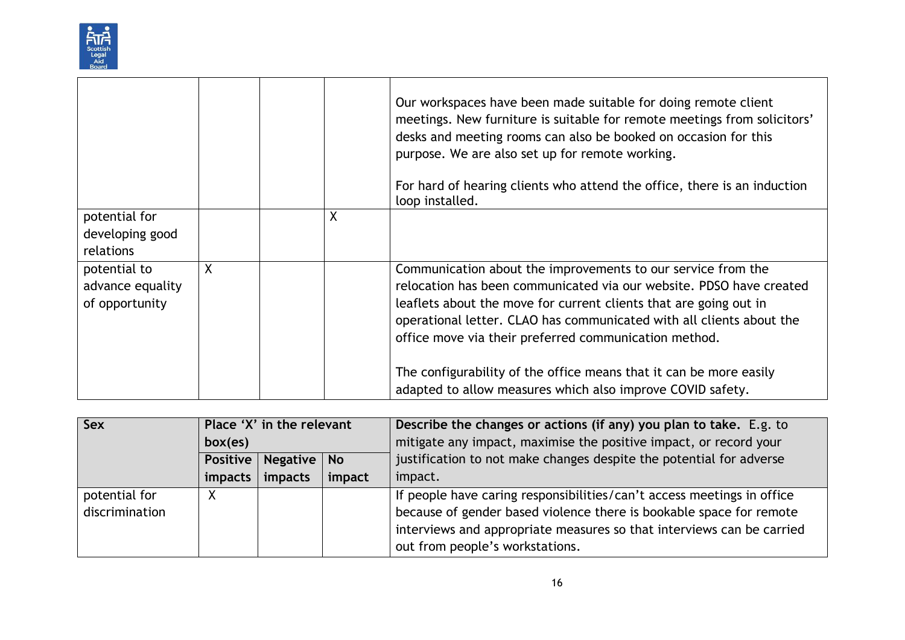| | | | | |
|---|---|---|---|---|
| | | | | Our workspaces have been made suitable for doing remote client meetings. New furniture is suitable for remote meetings from solicitors' desks and meeting rooms can also be booked on occasion for this purpose. We are also set up for remote working.<br><br>For hard of hearing clients who attend the office, there is an induction loop installed. |
| potential for developing good relations | | | X | |
| potential to advance equality of opportunity | X | | | Communication about the improvements to our service from the relocation has been communicated via our website. PDSO have created leaflets about the move for current clients that are going out in operational letter. CLAO has communicated with all clients about the office move via their preferred communication method.<br><br>The configurability of the office means that it can be more easily adapted to allow measures which also improve COVID safety. |

| **Sex** | **Place 'X' in the relevant box(es)** | | | **Describe the changes or actions (if any) you plan to take.** E.g. to mitigate any impact, maximise the positive impact, or record your justification to not make changes despite the potential for adverse impact. |
|---|---|---|---|---|
| | **Positive impacts** | **Negative impacts** | **No impact** | |
| potential for discrimination | X | | | If people have caring responsibilities/can't access meetings in office because of gender based violence there is bookable space for remote interviews and appropriate measures so that interviews can be carried out from people's workstations. |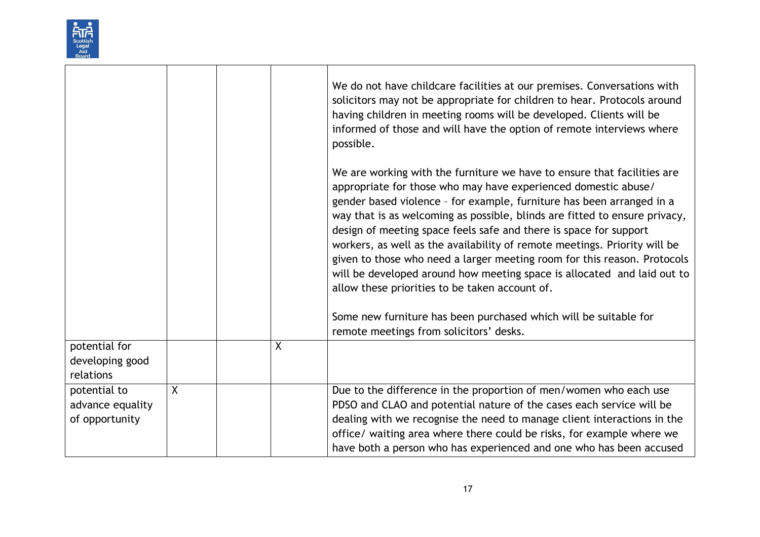|  |  |  |  |  |
|---|---|---|---|---|
|  |  |  |  | We do not have childcare facilities at our premises. Conversations with solicitors may not be appropriate for children to hear. Protocols around having children in meeting rooms will be developed. Clients will be informed of those and will have the option of remote interviews where possible.<br><br>We are working with the furniture we have to ensure that facilities are appropriate for those who may have experienced domestic abuse/ gender based violence – for example, furniture has been arranged in a way that is as welcoming as possible, blinds are fitted to ensure privacy, design of meeting space feels safe and there is space for support workers, as well as the availability of remote meetings. Priority will be given to those who need a larger meeting room for this reason. Protocols will be developed around how meeting space is allocated and laid out to allow these priorities to be taken account of.<br><br>Some new furniture has been purchased which will be suitable for remote meetings from solicitors' desks. |
| potential for developing good relations |  |  | X |  |
| potential to advance equality of opportunity | X |  |  | Due to the difference in the proportion of men/women who each use PDSO and CLAO and potential nature of the cases each service will be dealing with we recognise the need to manage client interactions in the office/ waiting area where there could be risks, for example where we have both a person who has experienced and one who has been accused |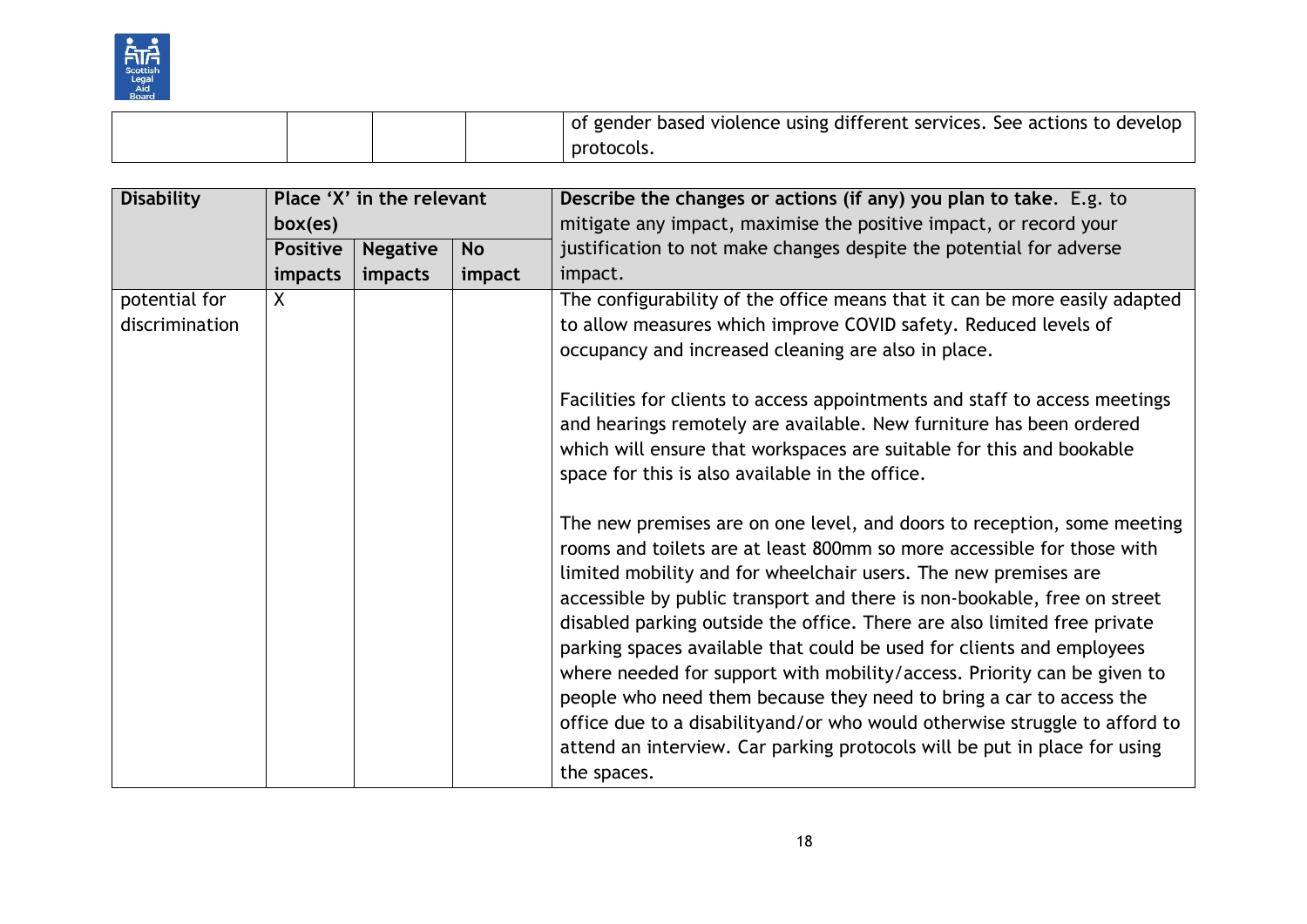| | | | | |
|---|---|---|---|---|
| | | | | of gender based violence using different services. See actions to develop protocols. |

| Disability | Place 'X' in the relevant box(es) | | | Describe the changes or actions (if any) you plan to take. E.g. to mitigate any impact, maximise the positive impact, or record your justification to not make changes despite the potential for adverse impact. |
|---|---|---|---|---|
| | Positive impacts | Negative impacts | No impact | |
| potential for discrimination | X | | | The configurability of the office means that it can be more easily adapted to allow measures which improve COVID safety. Reduced levels of occupancy and increased cleaning are also in place.<br><br>Facilities for clients to access appointments and staff to access meetings and hearings remotely are available. New furniture has been ordered which will ensure that workspaces are suitable for this and bookable space for this is also available in the office.<br><br>The new premises are on one level, and doors to reception, some meeting rooms and toilets are at least 800mm so more accessible for those with limited mobility and for wheelchair users. The new premises are accessible by public transport and there is non-bookable, free on street disabled parking outside the office. There are also limited free private parking spaces available that could be used for clients and employees where needed for support with mobility/access. Priority can be given to people who need them because they need to bring a car to access the office due to a disabilityand/or who would otherwise struggle to afford to attend an interview. Car parking protocols will be put in place for using the spaces. |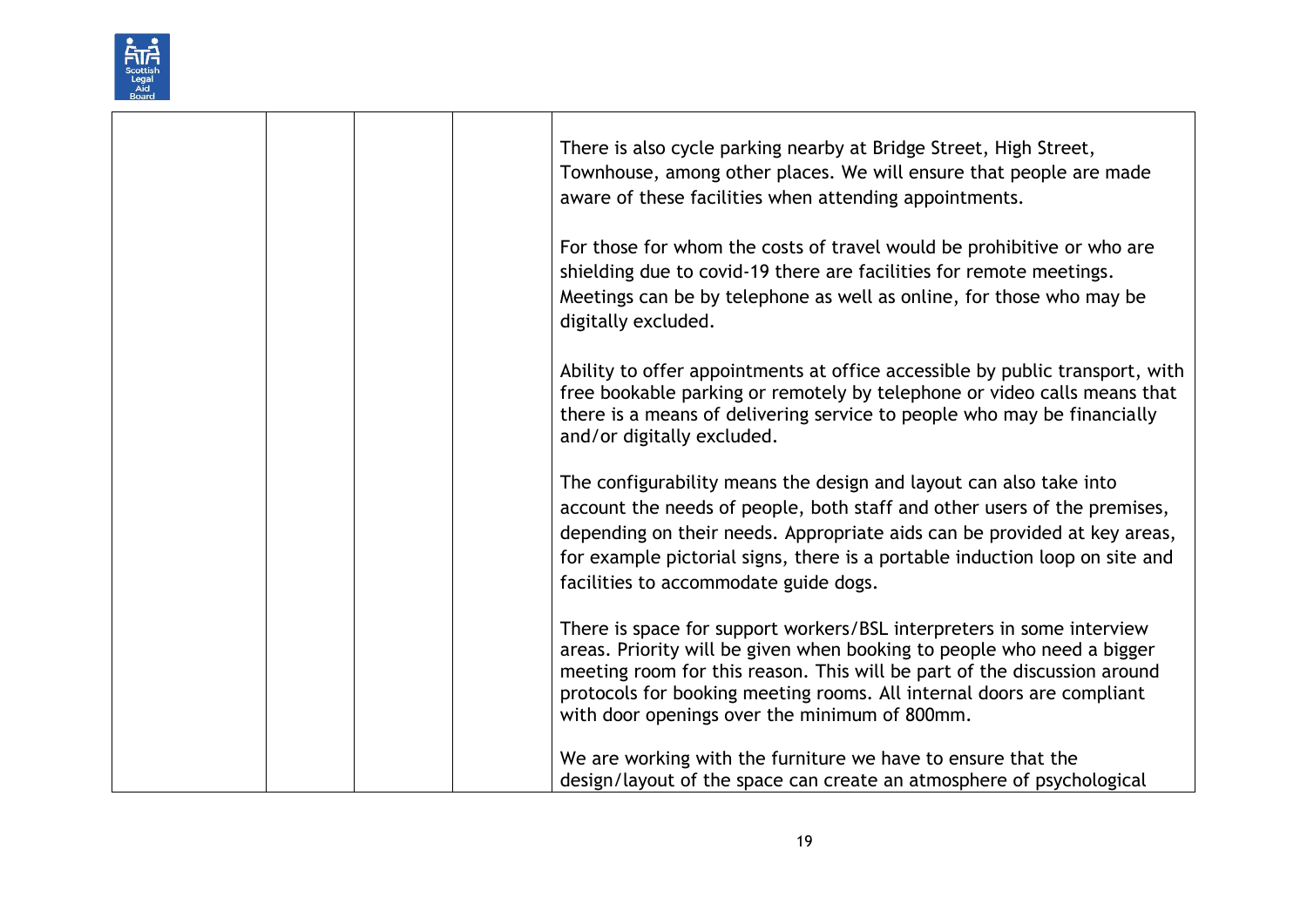| | | | | |
|---|---|---|---|---|
| | | | | There is also cycle parking nearby at Bridge Street, High Street, Townhouse, among other places. We will ensure that people are made aware of these facilities when attending appointments.<br><br>For those for whom the costs of travel would be prohibitive or who are shielding due to covid-19 there are facilities for remote meetings. Meetings can be by telephone as well as online, for those who may be digitally excluded.<br><br>Ability to offer appointments at office accessible by public transport, with free bookable parking or remotely by telephone or video calls means that there is a means of delivering service to people who may be financially and/or digitally excluded.<br><br>The configurability means the design and layout can also take into account the needs of people, both staff and other users of the premises, depending on their needs. Appropriate aids can be provided at key areas, for example pictorial signs, there is a portable induction loop on site and facilities to accommodate guide dogs.<br><br>There is space for support workers/BSL interpreters in some interview areas. Priority will be given when booking to people who need a bigger meeting room for this reason. This will be part of the discussion around protocols for booking meeting rooms. All internal doors are compliant with door openings over the minimum of 800mm.<br><br>We are working with the furniture we have to ensure that the design/layout of the space can create an atmosphere of psychological |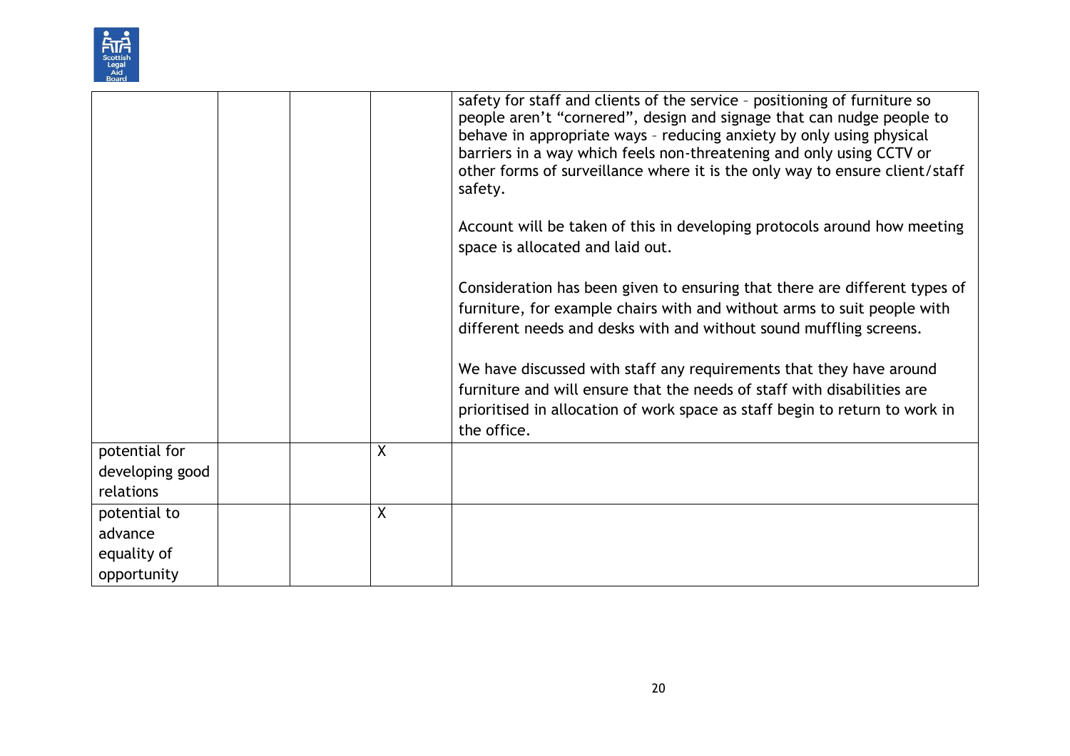| | | | | |
|---|---|---|---|---|
| | | | | safety for staff and clients of the service – positioning of furniture so people aren't "cornered", design and signage that can nudge people to behave in appropriate ways – reducing anxiety by only using physical barriers in a way which feels non-threatening and only using CCTV or other forms of surveillance where it is the only way to ensure client/staff safety.<br><br>Account will be taken of this in developing protocols around how meeting space is allocated and laid out.<br><br>Consideration has been given to ensuring that there are different types of furniture, for example chairs with and without arms to suit people with different needs and desks with and without sound muffling screens.<br><br>We have discussed with staff any requirements that they have around furniture and will ensure that the needs of staff with disabilities are prioritised in allocation of work space as staff begin to return to work in the office. |
| potential for developing good relations | | | X | |
| potential to advance equality of opportunity | | | X | |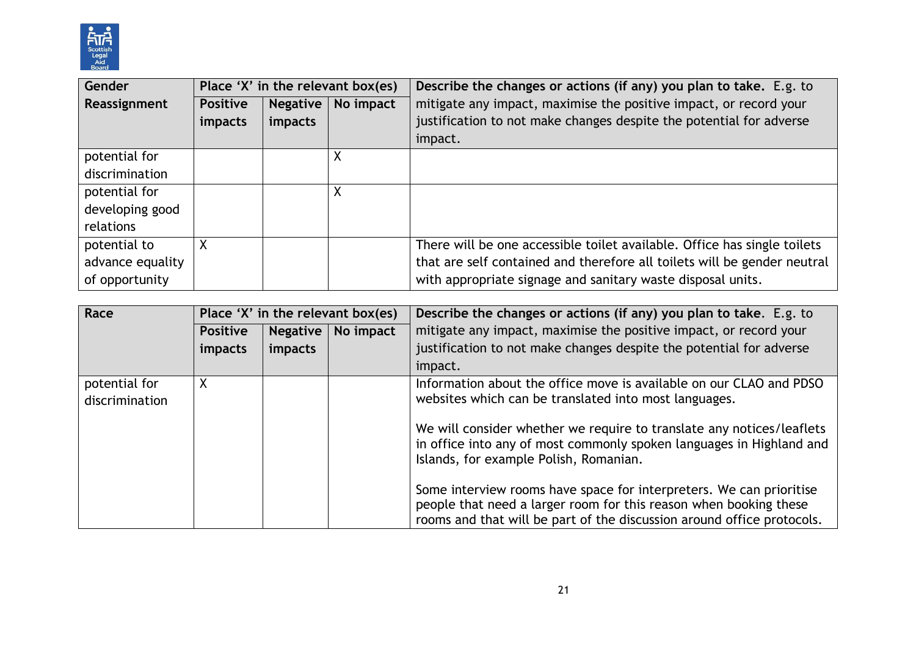| Gender Reassignment | Place 'X' in the relevant box(es) | | | Describe the changes or actions (if any) you plan to take. E.g. to mitigate any impact, maximise the positive impact, or record your justification to not make changes despite the potential for adverse impact. |
|---|---|---|---|---|
| | **Positive impacts** | **Negative impacts** | **No impact** | |
| potential for discrimination | | | X | |
| potential for developing good relations | | | X | |
| potential to advance equality of opportunity | X | | | There will be one accessible toilet available. Office has single toilets that are self contained and therefore all toilets will be gender neutral with appropriate signage and sanitary waste disposal units. |

| Race | Place 'X' in the relevant box(es) | | | Describe the changes or actions (if any) you plan to take. E.g. to mitigate any impact, maximise the positive impact, or record your justification to not make changes despite the potential for adverse impact. |
|---|---|---|---|---|
| | **Positive impacts** | **Negative impacts** | **No impact** | |
| potential for discrimination | X | | | Information about the office move is available on our CLAO and PDSO websites which can be translated into most languages. <br><br> We will consider whether we require to translate any notices/leaflets in office into any of most commonly spoken languages in Highland and Islands, for example Polish, Romanian. <br><br> Some interview rooms have space for interpreters. We can prioritise people that need a larger room for this reason when booking these rooms and that will be part of the discussion around office protocols. |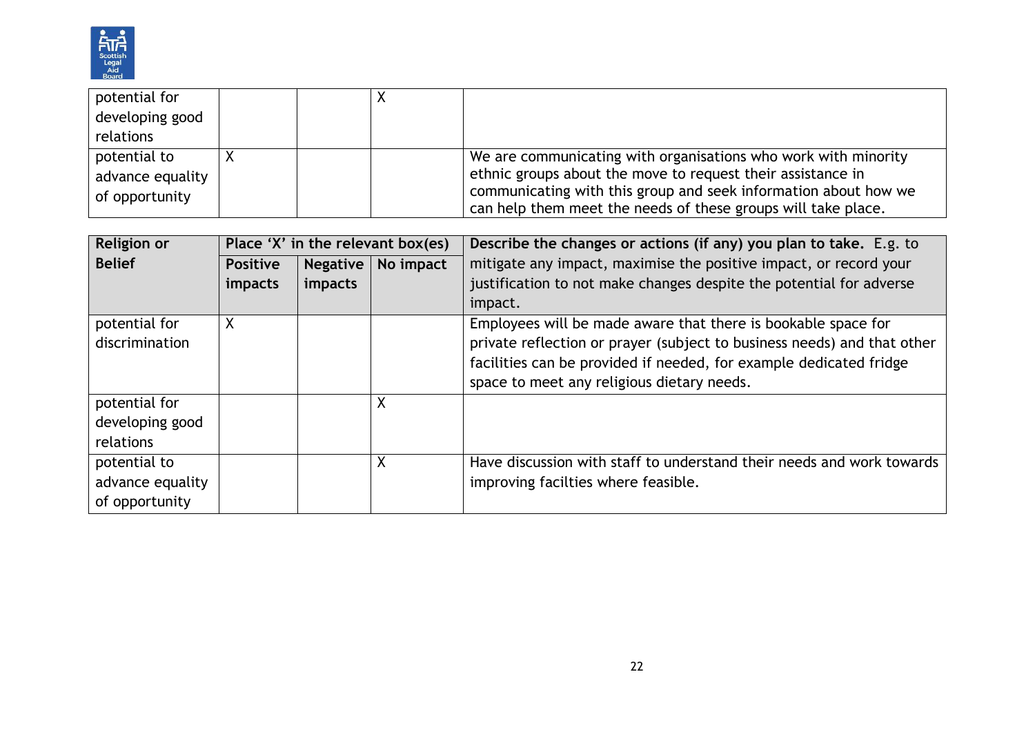| | | | | |
|---|---|---|---|---|
| potential for developing good relations | | | X | |
| potential to advance equality of opportunity | X | | | We are communicating with organisations who work with minority ethnic groups about the move to request their assistance in communicating with this group and seek information about how we can help them meet the needs of these groups will take place. |

| Religion or Belief | Place 'X' in the relevant box(es) | | | Describe the changes or actions (if any) you plan to take. E.g. to mitigate any impact, maximise the positive impact, or record your justification to not make changes despite the potential for adverse impact. |
|---|---|---|---|---|
| | **Positive impacts** | **Negative impacts** | **No impact** | |
| potential for discrimination | X | | | Employees will be made aware that there is bookable space for private reflection or prayer (subject to business needs) and that other facilities can be provided if needed, for example dedicated fridge space to meet any religious dietary needs. |
| potential for developing good relations | | | X | |
| potential to advance equality of opportunity | | | X | Have discussion with staff to understand their needs and work towards improving facilties where feasible. |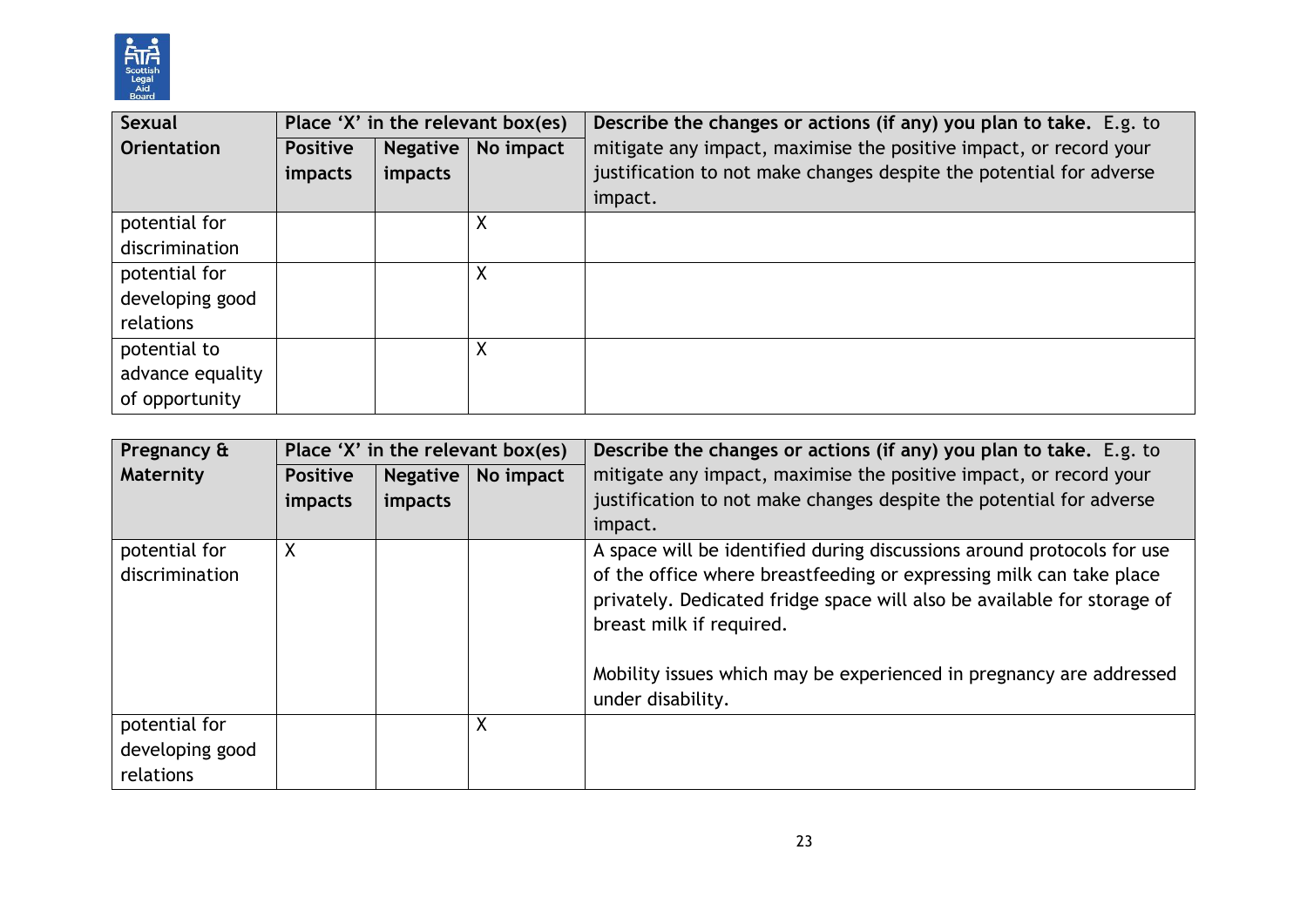| Sexual Orientation | Place 'X' in the relevant box(es) | | | Describe the changes or actions (if any) you plan to take. E.g. to mitigate any impact, maximise the positive impact, or record your justification to not make changes despite the potential for adverse impact. |
|---|---|---|---|---|
| | Positive impacts | Negative impacts | No impact | |
| potential for discrimination | | | X | |
| potential for developing good relations | | | X | |
| potential to advance equality of opportunity | | | X | |

| Pregnancy & Maternity | Place 'X' in the relevant box(es) | | | Describe the changes or actions (if any) you plan to take. E.g. to mitigate any impact, maximise the positive impact, or record your justification to not make changes despite the potential for adverse impact. |
|---|---|---|---|---|
| | Positive impacts | Negative impacts | No impact | |
| potential for discrimination | X | | | A space will be identified during discussions around protocols for use of the office where breastfeeding or expressing milk can take place privately. Dedicated fridge space will also be available for storage of breast milk if required.<br><br>Mobility issues which may be experienced in pregnancy are addressed under disability. |
| potential for developing good relations | | | X | |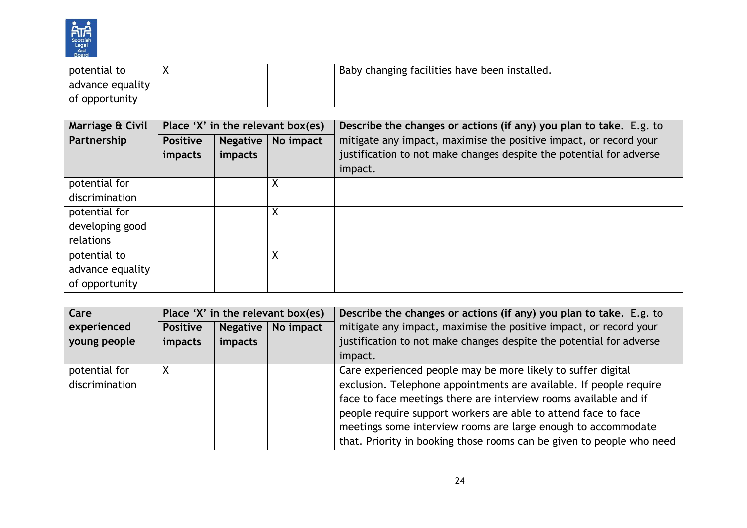| potential to advance equality of opportunity | X | | | Baby changing facilities have been installed. |
|---|---|---|---|---|

| Marriage & Civil Partnership | Place 'X' in the relevant box(es) | | | Describe the changes or actions (if any) you plan to take. E.g. to mitigate any impact, maximise the positive impact, or record your justification to not make changes despite the potential for adverse impact. |
|---|---|---|---|---|
| | Positive impacts | Negative impacts | No impact | |
| potential for discrimination | | | X | |
| potential for developing good relations | | | X | |
| potential to advance equality of opportunity | | | X | |

| Care experienced young people | Place 'X' in the relevant box(es) | | | Describe the changes or actions (if any) you plan to take. E.g. to mitigate any impact, maximise the positive impact, or record your justification to not make changes despite the potential for adverse impact. |
|---|---|---|---|---|
| | Positive impacts | Negative impacts | No impact | |
| potential for discrimination | X | | | Care experienced people may be more likely to suffer digital exclusion. Telephone appointments are available. If people require face to face meetings there are interview rooms available and if people require support workers are able to attend face to face meetings some interview rooms are large enough to accommodate that. Priority in booking those rooms can be given to people who need |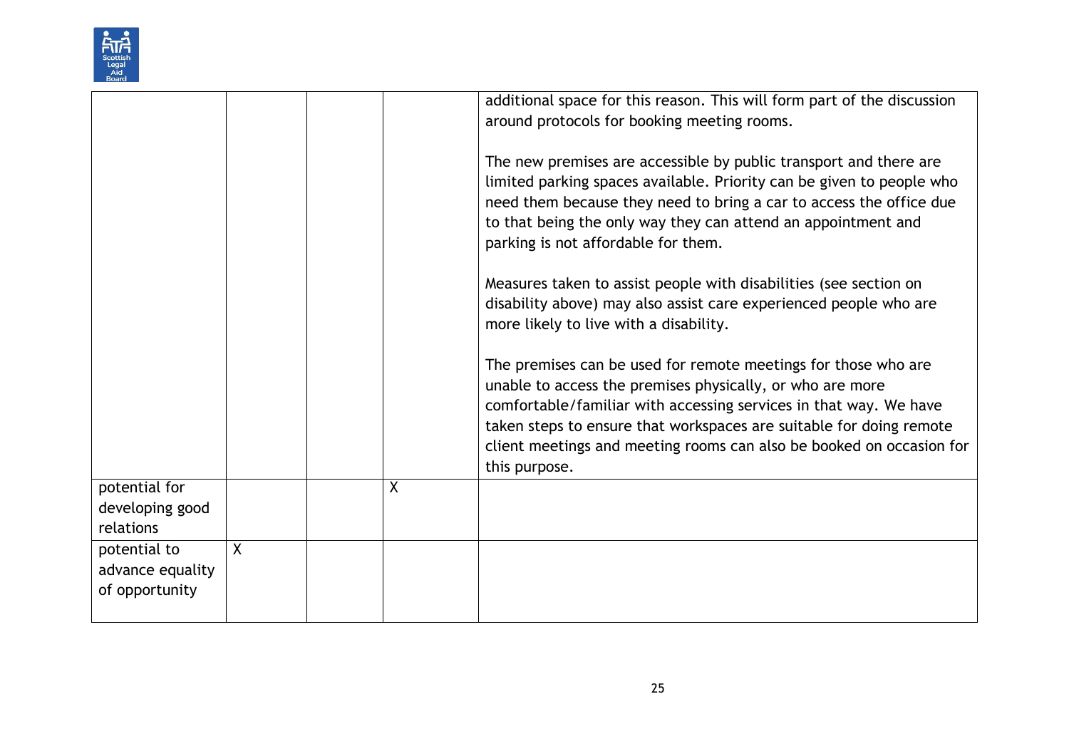| | | | | |
|---|---|---|---|---|
| | | | | additional space for this reason. This will form part of the discussion around protocols for booking meeting rooms.<br><br>The new premises are accessible by public transport and there are limited parking spaces available. Priority can be given to people who need them because they need to bring a car to access the office due to that being the only way they can attend an appointment and parking is not affordable for them.<br><br>Measures taken to assist people with disabilities (see section on disability above) may also assist care experienced people who are more likely to live with a disability.<br><br>The premises can be used for remote meetings for those who are unable to access the premises physically, or who are more comfortable/familiar with accessing services in that way. We have taken steps to ensure that workspaces are suitable for doing remote client meetings and meeting rooms can also be booked on occasion for this purpose. |
| potential for developing good relations | | | X | |
| potential to advance equality of opportunity | X | | | |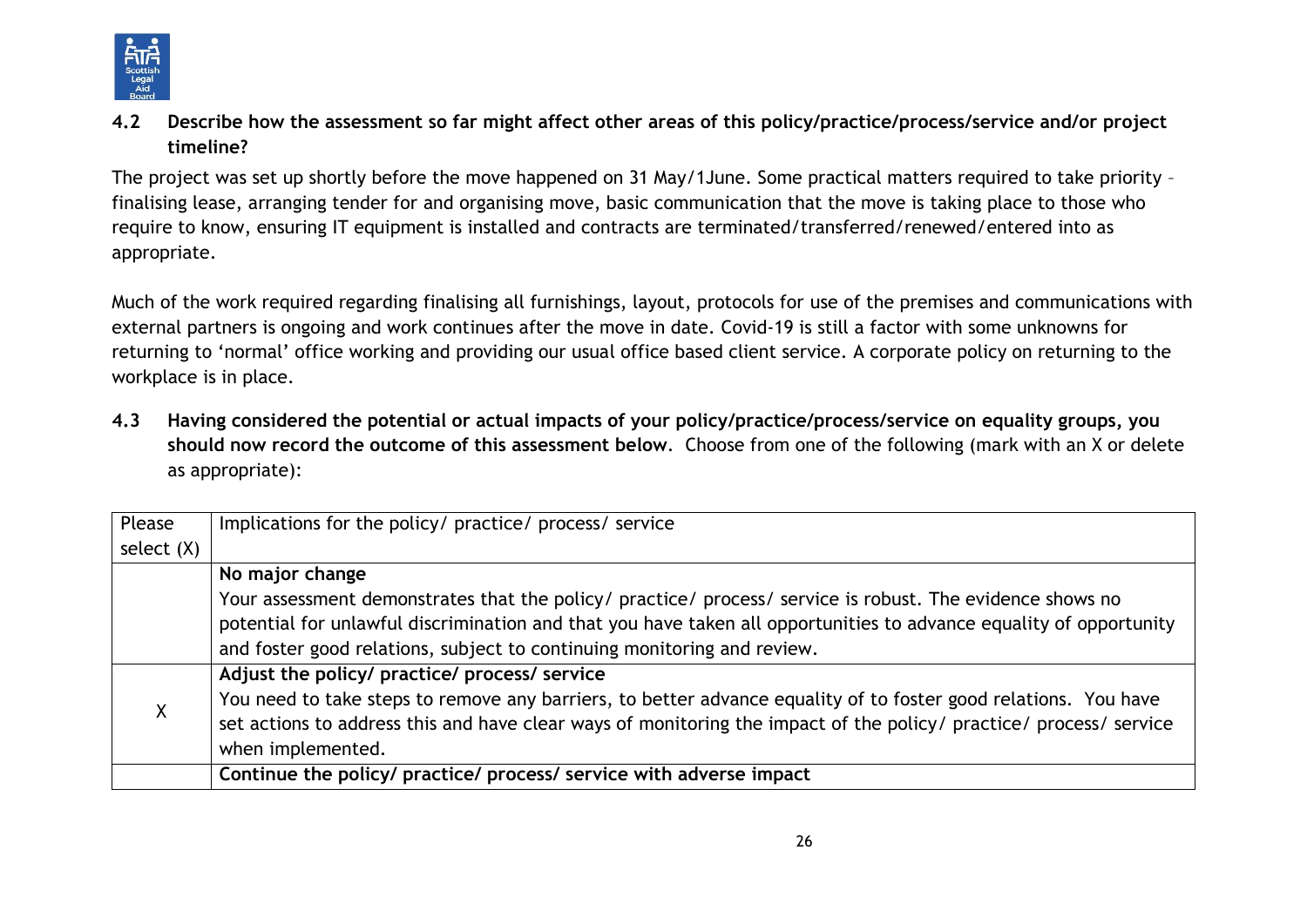**4.2 Describe how the assessment so far might affect other areas of this policy/practice/process/service and/or project timeline?**

The project was set up shortly before the move happened on 31 May/1June. Some practical matters required to take priority – finalising lease, arranging tender for and organising move, basic communication that the move is taking place to those who require to know, ensuring IT equipment is installed and contracts are terminated/transferred/renewed/entered into as appropriate.

Much of the work required regarding finalising all furnishings, layout, protocols for use of the premises and communications with external partners is ongoing and work continues after the move in date. Covid-19 is still a factor with some unknowns for returning to 'normal' office working and providing our usual office based client service. A corporate policy on returning to the workplace is in place.

**4.3 Having considered the potential or actual impacts of your policy/practice/process/service on equality groups, you should now record the outcome of this assessment below**. Choose from one of the following (mark with an X or delete as appropriate):

| Please select (X) | Implications for the policy/ practice/ process/ service |
|---|---|
| | **No major change**<br>Your assessment demonstrates that the policy/ practice/ process/ service is robust. The evidence shows no potential for unlawful discrimination and that you have taken all opportunities to advance equality of opportunity and foster good relations, subject to continuing monitoring and review. |
| X | **Adjust the policy/ practice/ process/ service**<br>You need to take steps to remove any barriers, to better advance equality of to foster good relations. You have set actions to address this and have clear ways of monitoring the impact of the policy/ practice/ process/ service when implemented. |
| | **Continue the policy/ practice/ process/ service with adverse impact** |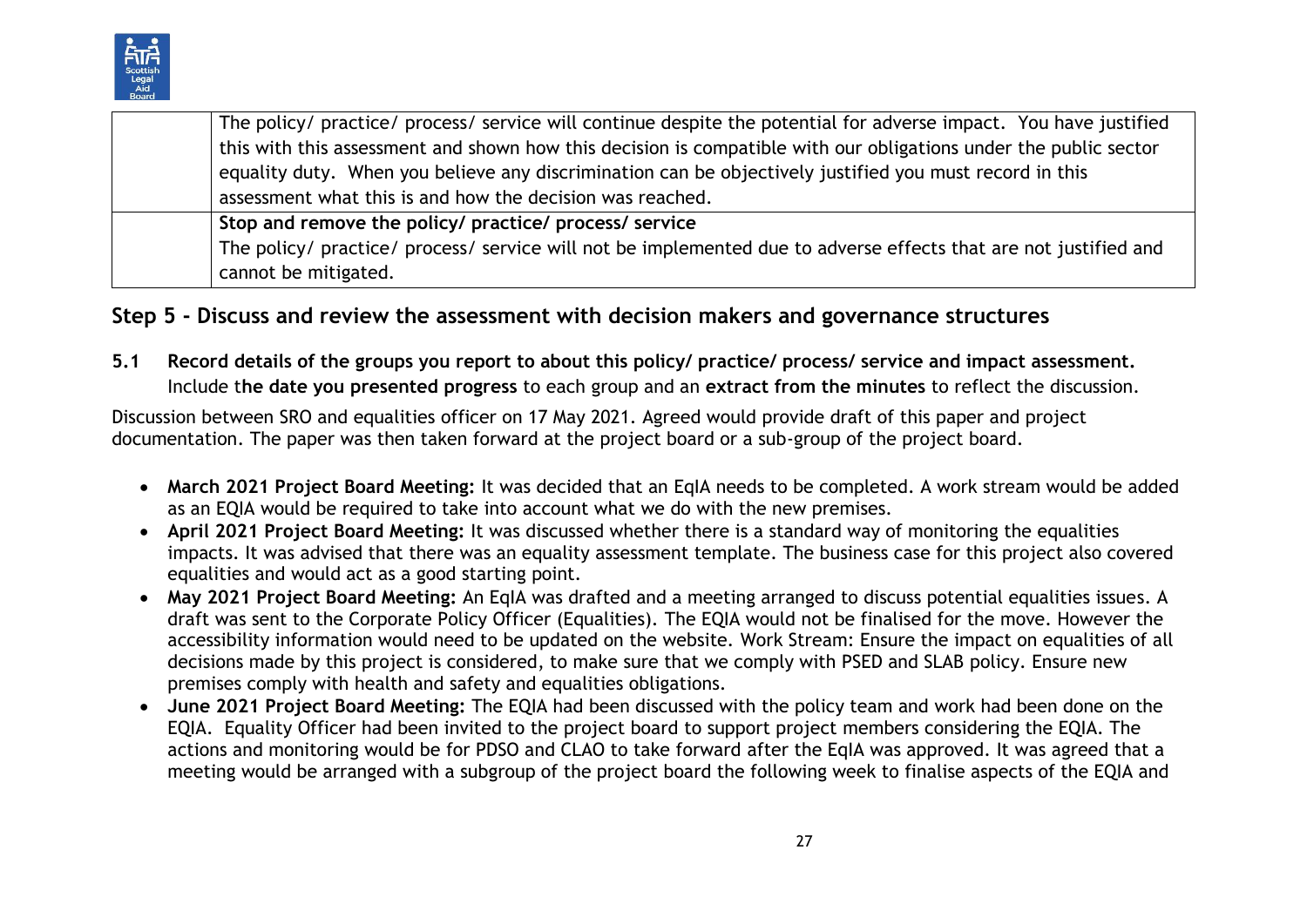|  |  |
| --- | --- |
|  | The policy/ practice/ process/ service will continue despite the potential for adverse impact. You have justified this with this assessment and shown how this decision is compatible with our obligations under the public sector equality duty. When you believe any discrimination can be objectively justified you must record in this assessment what this is and how the decision was reached. |
|  | **Stop and remove the policy/ practice/ process/ service** The policy/ practice/ process/ service will not be implemented due to adverse effects that are not justified and cannot be mitigated. |

## Step 5 - Discuss and review the assessment with decision makers and governance structures

**5.1 Record details of the groups you report to about this policy/ practice/ process/ service and impact assessment.** Include t**he date you presented progress** to each group and an **extract from the minutes** to reflect the discussion.

Discussion between SRO and equalities officer on 17 May 2021. Agreed would provide draft of this paper and project documentation. The paper was then taken forward at the project board or a sub-group of the project board.

- **March 2021 Project Board Meeting:** It was decided that an EqIA needs to be completed. A work stream would be added as an EQIA would be required to take into account what we do with the new premises.
- **April 2021 Project Board Meeting:** It was discussed whether there is a standard way of monitoring the equalities impacts. It was advised that there was an equality assessment template. The business case for this project also covered equalities and would act as a good starting point.
- **May 2021 Project Board Meeting:** An EqIA was drafted and a meeting arranged to discuss potential equalities issues. A draft was sent to the Corporate Policy Officer (Equalities). The EQIA would not be finalised for the move. However the accessibility information would need to be updated on the website. Work Stream: Ensure the impact on equalities of all decisions made by this project is considered, to make sure that we comply with PSED and SLAB policy. Ensure new premises comply with health and safety and equalities obligations.
- **June 2021 Project Board Meeting:** The EQIA had been discussed with the policy team and work had been done on the EQIA. Equality Officer had been invited to the project board to support project members considering the EQIA. The actions and monitoring would be for PDSO and CLAO to take forward after the EqIA was approved. It was agreed that a meeting would be arranged with a subgroup of the project board the following week to finalise aspects of the EQIA and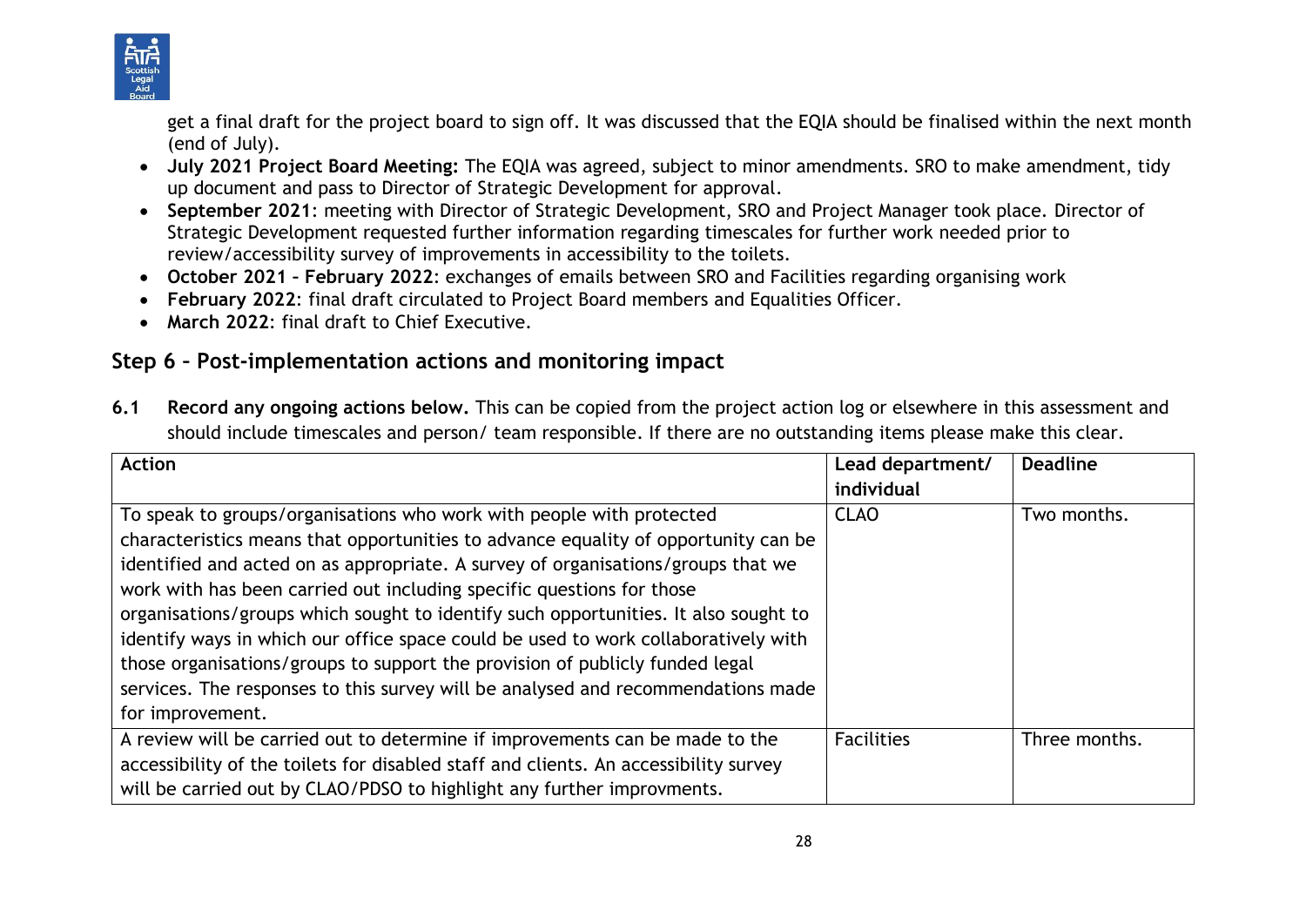get a final draft for the project board to sign off. It was discussed that the EQIA should be finalised within the next month (end of July).

- **July 2021 Project Board Meeting:** The EQIA was agreed, subject to minor amendments. SRO to make amendment, tidy up document and pass to Director of Strategic Development for approval.
- **September 2021**: meeting with Director of Strategic Development, SRO and Project Manager took place. Director of Strategic Development requested further information regarding timescales for further work needed prior to review/accessibility survey of improvements in accessibility to the toilets.
- **October 2021 – February 2022**: exchanges of emails between SRO and Facilities regarding organising work
- **February 2022**: final draft circulated to Project Board members and Equalities Officer.
- **March 2022**: final draft to Chief Executive.

## Step 6 – Post-implementation actions and monitoring impact

**6.1 Record any ongoing actions below.** This can be copied from the project action log or elsewhere in this assessment and should include timescales and person/ team responsible. If there are no outstanding items please make this clear.

| Action | Lead department/ individual | Deadline |
|---|---|---|
| To speak to groups/organisations who work with people with protected characteristics means that opportunities to advance equality of opportunity can be identified and acted on as appropriate. A survey of organisations/groups that we work with has been carried out including specific questions for those organisations/groups which sought to identify such opportunities. It also sought to identify ways in which our office space could be used to work collaboratively with those organisations/groups to support the provision of publicly funded legal services. The responses to this survey will be analysed and recommendations made for improvement. | CLAO | Two months. |
| A review will be carried out to determine if improvements can be made to the accessibility of the toilets for disabled staff and clients. An accessibility survey will be carried out by CLAO/PDSO to highlight any further improvments. | Facilities | Three months. |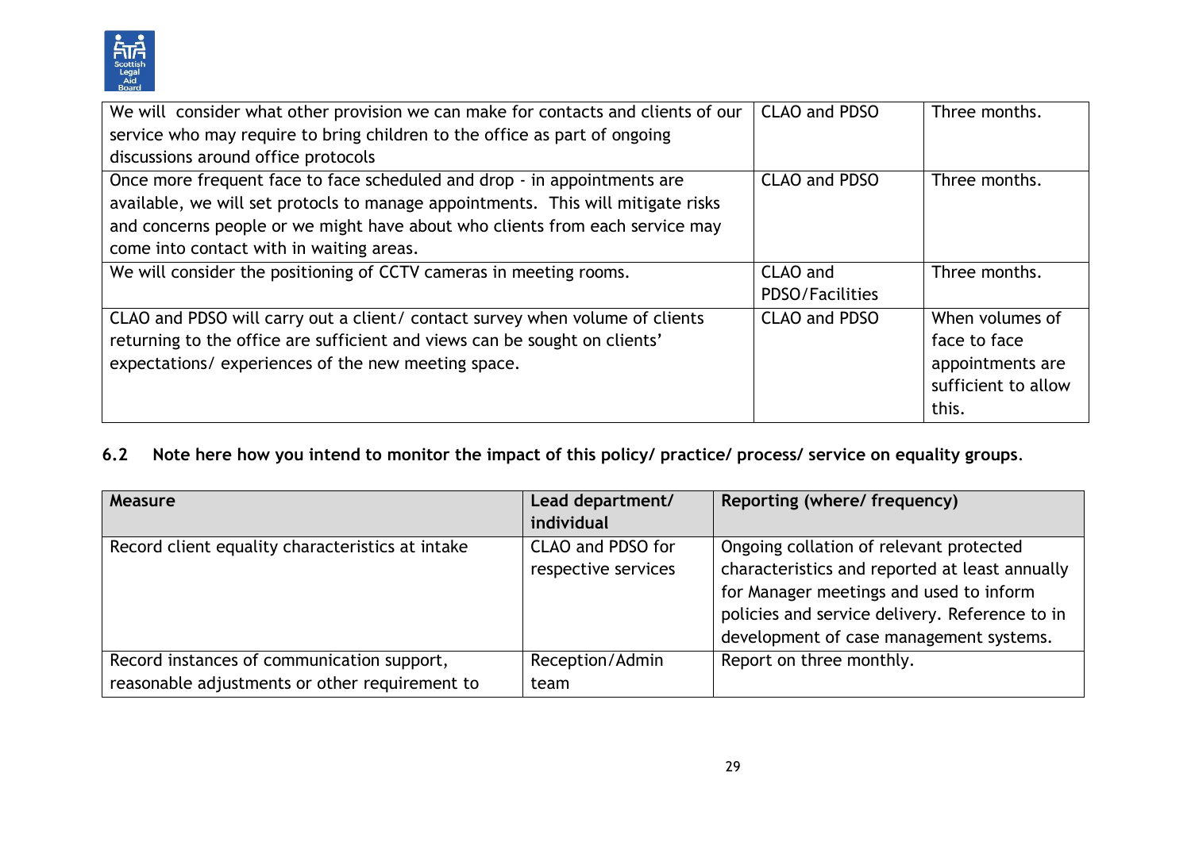| We will consider what other provision we can make for contacts and clients of our service who may require to bring children to the office as part of ongoing discussions around office protocols | CLAO and PDSO | Three months. |
|---|---|---|
| Once more frequent face to face scheduled and drop - in appointments are available, we will set protocls to manage appointments. This will mitigate risks and concerns people or we might have about who clients from each service may come into contact with in waiting areas. | CLAO and PDSO | Three months. |
| We will consider the positioning of CCTV cameras in meeting rooms. | CLAO and PDSO/Facilities | Three months. |
| CLAO and PDSO will carry out a client/ contact survey when volume of clients returning to the office are sufficient and views can be sought on clients' expectations/ experiences of the new meeting space. | CLAO and PDSO | When volumes of face to face appointments are sufficient to allow this. |

**6.2 Note here how you intend to monitor the impact of this policy/ practice/ process/ service on equality groups**.

| Measure | Lead department/ individual | Reporting (where/ frequency) |
|---|---|---|
| Record client equality characteristics at intake | CLAO and PDSO for respective services | Ongoing collation of relevant protected characteristics and reported at least annually for Manager meetings and used to inform policies and service delivery. Reference to in development of case management systems. |
| Record instances of communication support, reasonable adjustments or other requirement to | Reception/Admin team | Report on three monthly. |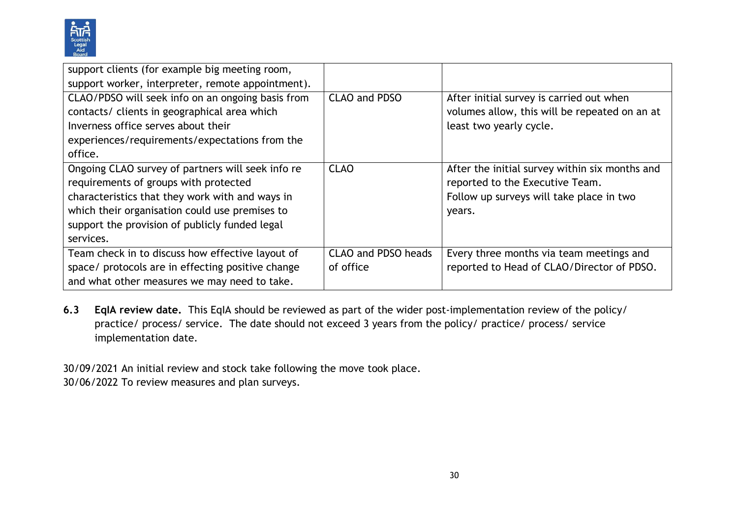| | | |
|---|---|---|
| support clients (for example big meeting room, support worker, interpreter, remote appointment). | | |
| CLAO/PDSO will seek info on an ongoing basis from contacts/ clients in geographical area which Inverness office serves about their experiences/requirements/expectations from the office. | CLAO and PDSO | After initial survey is carried out when volumes allow, this will be repeated on an at least two yearly cycle. |
| Ongoing CLAO survey of partners will seek info re requirements of groups with protected characteristics that they work with and ways in which their organisation could use premises to support the provision of publicly funded legal services. | CLAO | After the initial survey within six months and reported to the Executive Team. Follow up surveys will take place in two years. |
| Team check in to discuss how effective layout of space/ protocols are in effecting positive change and what other measures we may need to take. | CLAO and PDSO heads of office | Every three months via team meetings and reported to Head of CLAO/Director of PDSO. |

**6.3 EqIA review date.** This EqIA should be reviewed as part of the wider post-implementation review of the policy/ practice/ process/ service. The date should not exceed 3 years from the policy/ practice/ process/ service implementation date.

30/09/2021 An initial review and stock take following the move took place.
30/06/2022 To review measures and plan surveys.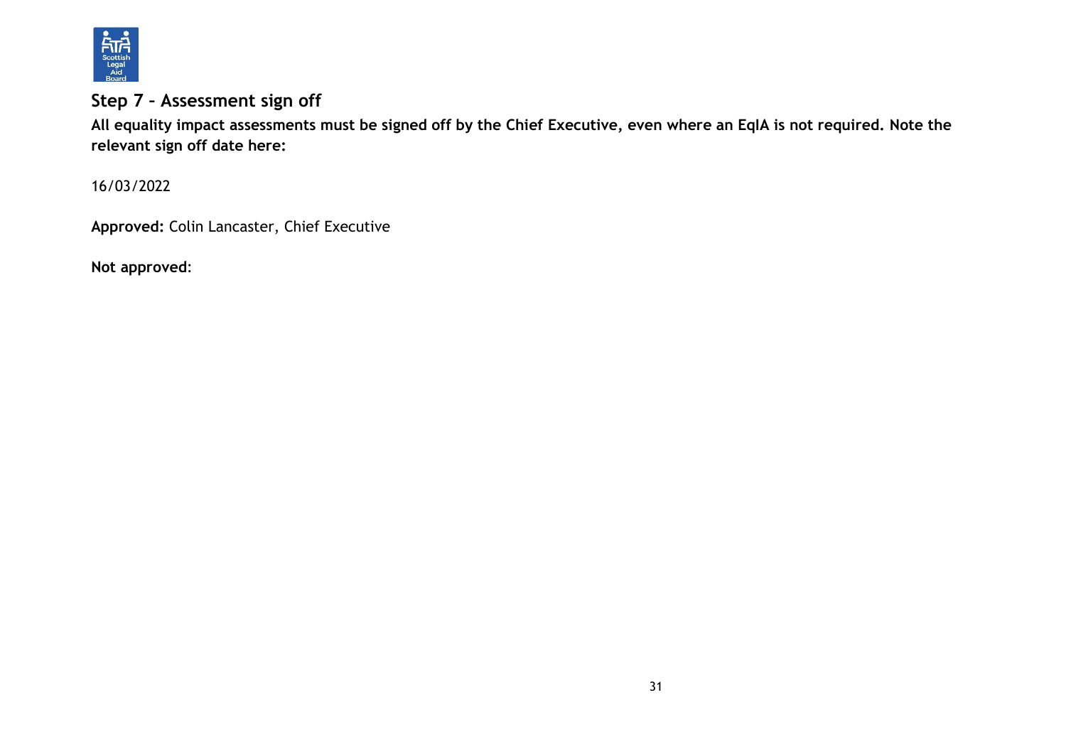## Step 7 – Assessment sign off

**All equality impact assessments must be signed off by the Chief Executive, even where an EqIA is not required. Note the relevant sign off date here:**

16/03/2022

**Approved:** Colin Lancaster, Chief Executive

**Not approved**: